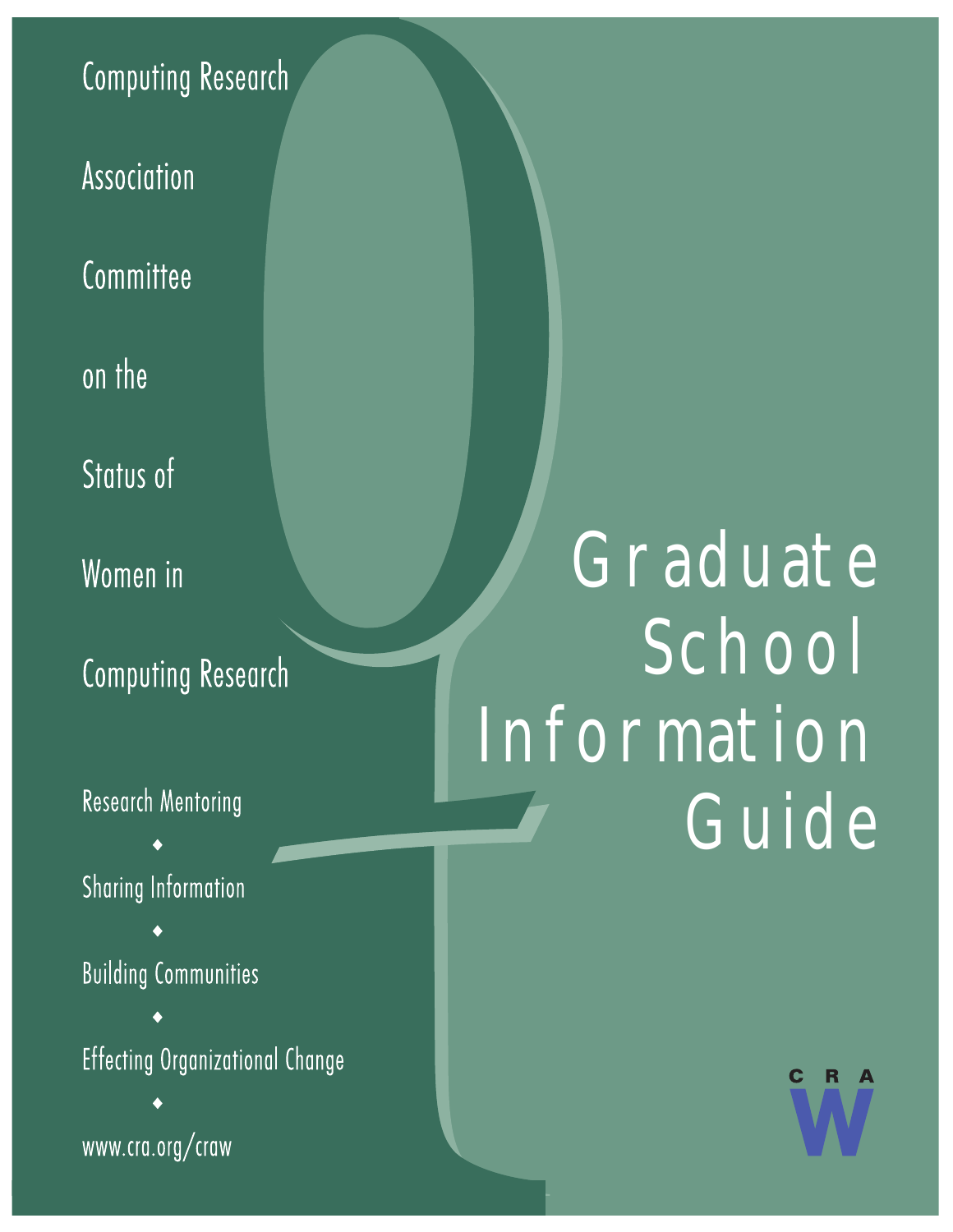Computing Research Association Committee on the Status of Women in Computing Research

# Graduate School Information Guide

Research Mentoring

♦

Sharing Information

♦

Building Communities

♦

Effecting Organizational Change

♦

www.cra.org/craw

CRA W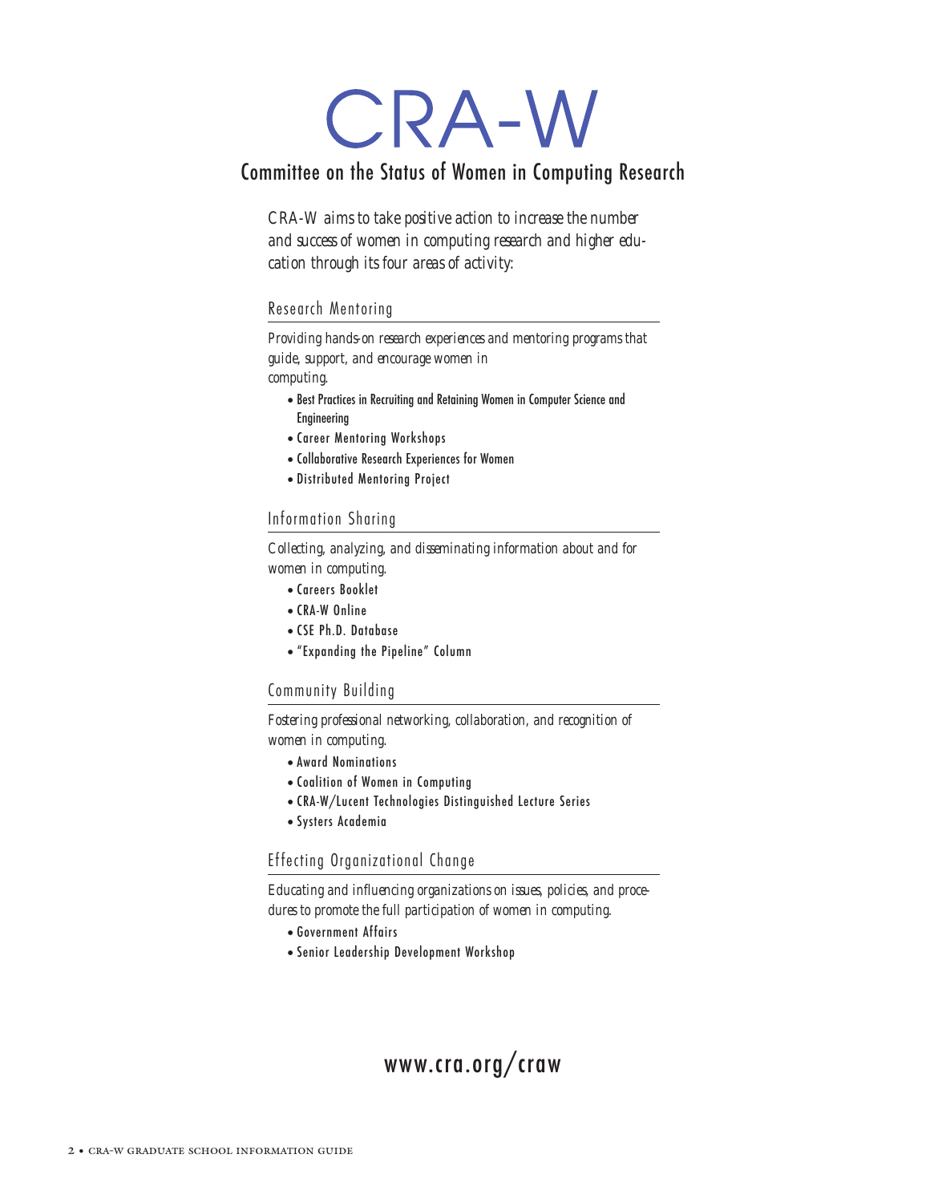# CRA-W

## Committee on the Status of Women in Computing Research

*CRA-W aims to take positive action to increase the number and success of women in computing research and higher education through its four areas of activity:*

### Research Mentoring

*Providing hands-on research experiences and mentoring programs that guide, support, and encourage women in computing.*

- Best Practices in Recruiting and Retaining Women in Computer Science and Engineering
- Career Mentoring Workshops
- Collaborative Research Experiences for Women
- Distributed Mentoring Project

### Information Sharing

*Collecting, analyzing, and disseminating information about and for women in computing.*

- Careers Booklet
- CRA-W Online
- CSE Ph.D. Database
- "Expanding the Pipeline" Column

### Community Building

*Fostering professional networking, collaboration, and recognition of women in computing.*

- Award Nominations
- Coalition of Women in Computing
- CRA-W/Lucent Technologies Distinguished Lecture Series
- Systers Academia

### Effecting Organizational Change

*Educating and influencing organizations on issues, policies, and procedures to promote the full participation of women in computing.*

- Government Affairs
- Senior Leadership Development Workshop

**www.cra.org/craw**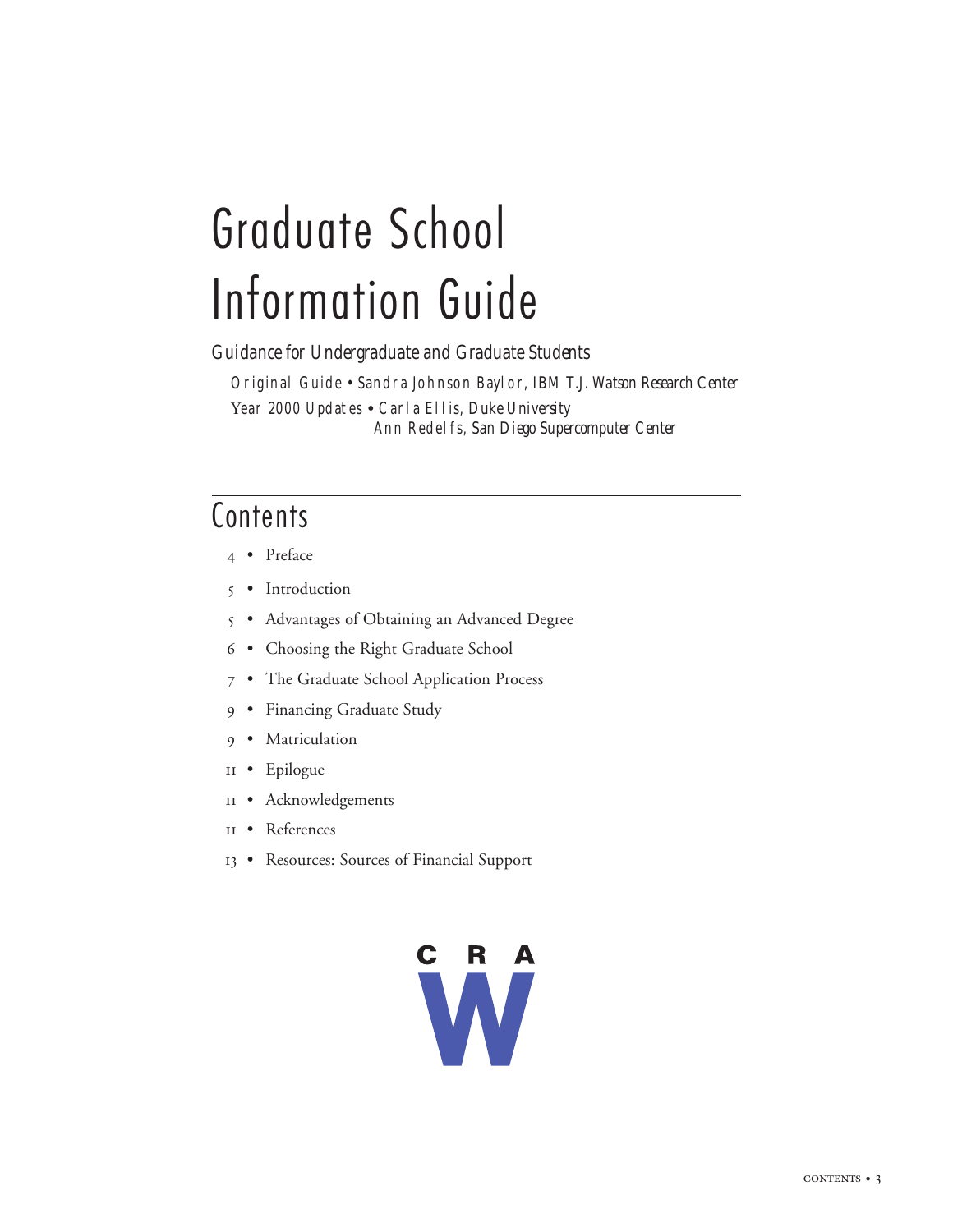# Graduate School Information Guide

## Guidance for Undergraduate and Graduate Students

Original Guide • Sandra Johnson Baylor, *IBM T.J. Watson Research Center*

Year 2000 Updates • Carla Ellis, *Duke University*
Ann Redelfs, *San Diego Supercomputer Center*

## Contents

- 4 • Preface
- 5 • Introduction
- 5 • Advantages of Obtaining an Advanced Degree
- 6 • Choosing the Right Graduate School
- 7 • The Graduate School Application Process
- 9 • Financing Graduate Study
- 9 • Matriculation
- 11 • Epilogue
- 11 • Acknowledgements
- 11 • References
- 13 • Resources: Sources of Financial Support

CRA W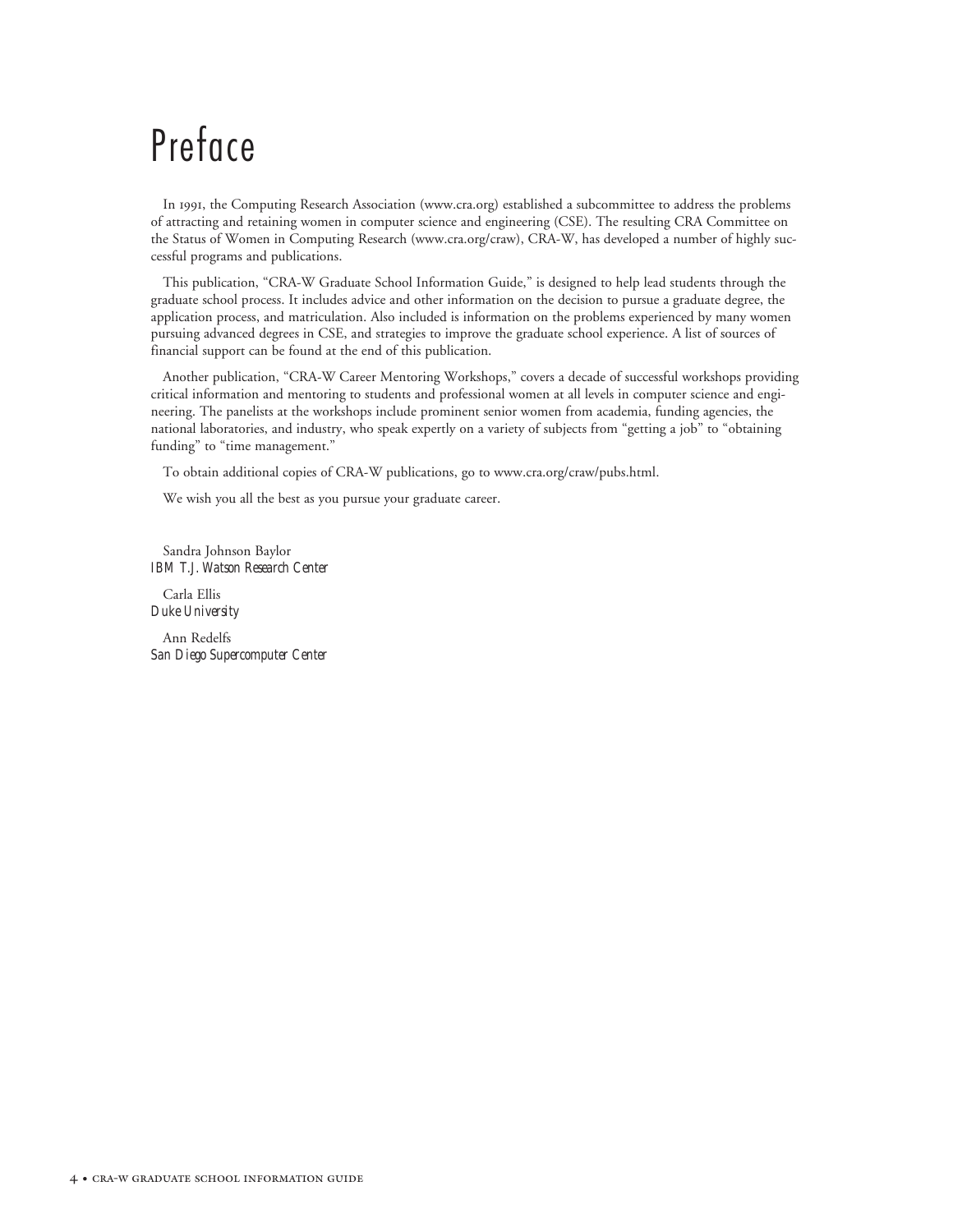# Preface

In 1991, the Computing Research Association (www.cra.org) established a subcommittee to address the problems of attracting and retaining women in computer science and engineering (CSE). The resulting CRA Committee on the Status of Women in Computing Research (www.cra.org/craw), CRA-W, has developed a number of highly successful programs and publications.

This publication, "CRA-W Graduate School Information Guide," is designed to help lead students through the graduate school process. It includes advice and other information on the decision to pursue a graduate degree, the application process, and matriculation. Also included is information on the problems experienced by many women pursuing advanced degrees in CSE, and strategies to improve the graduate school experience. A list of sources of financial support can be found at the end of this publication.

Another publication, "CRA-W Career Mentoring Workshops," covers a decade of successful workshops providing critical information and mentoring to students and professional women at all levels in computer science and engineering. The panelists at the workshops include prominent senior women from academia, funding agencies, the national laboratories, and industry, who speak expertly on a variety of subjects from "getting a job" to "obtaining funding" to "time management."

To obtain additional copies of CRA-W publications, go to www.cra.org/craw/pubs.html.

We wish you all the best as you pursue your graduate career.

Sandra Johnson Baylor
*IBM T.J. Watson Research Center*

Carla Ellis
*Duke University*

Ann Redelfs
*San Diego Supercomputer Center*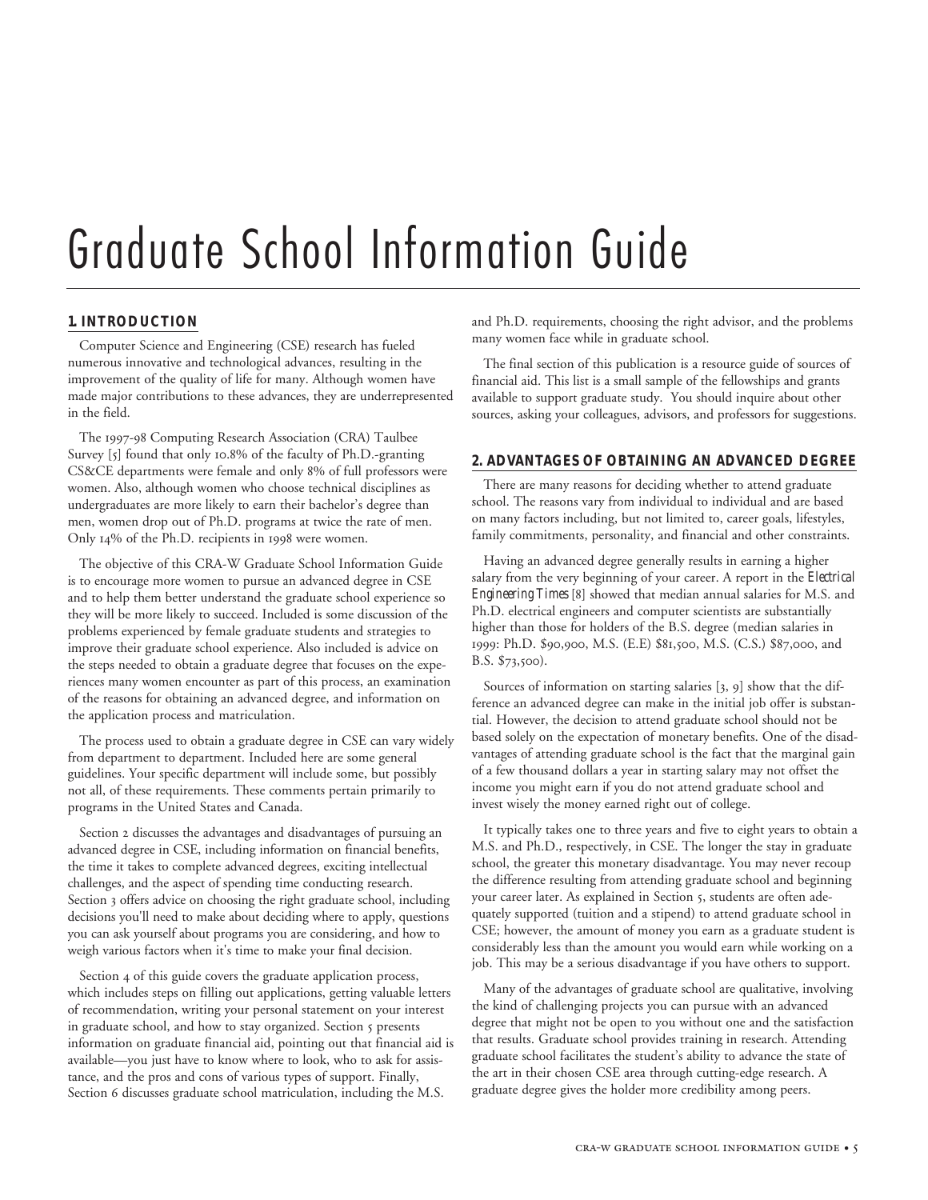# Graduate School Information Guide

## 1. INTRODUCTION

Computer Science and Engineering (CSE) research has fueled numerous innovative and technological advances, resulting in the improvement of the quality of life for many. Although women have made major contributions to these advances, they are underrepresented in the field.

The 1997-98 Computing Research Association (CRA) Taulbee Survey [5] found that only 10.8% of the faculty of Ph.D.-granting CS&CE departments were female and only 8% of full professors were women. Also, although women who choose technical disciplines as undergraduates are more likely to earn their bachelor's degree than men, women drop out of Ph.D. programs at twice the rate of men. Only 14% of the Ph.D. recipients in 1998 were women.

The objective of this CRA-W Graduate School Information Guide is to encourage more women to pursue an advanced degree in CSE and to help them better understand the graduate school experience so they will be more likely to succeed. Included is some discussion of the problems experienced by female graduate students and strategies to improve their graduate school experience. Also included is advice on the steps needed to obtain a graduate degree that focuses on the experiences many women encounter as part of this process, an examination of the reasons for obtaining an advanced degree, and information on the application process and matriculation.

The process used to obtain a graduate degree in CSE can vary widely from department to department. Included here are some general guidelines. Your specific department will include some, but possibly not all, of these requirements. These comments pertain primarily to programs in the United States and Canada.

Section 2 discusses the advantages and disadvantages of pursuing an advanced degree in CSE, including information on financial benefits, the time it takes to complete advanced degrees, exciting intellectual challenges, and the aspect of spending time conducting research. Section 3 offers advice on choosing the right graduate school, including decisions you'll need to make about deciding where to apply, questions you can ask yourself about programs you are considering, and how to weigh various factors when it's time to make your final decision.

Section 4 of this guide covers the graduate application process, which includes steps on filling out applications, getting valuable letters of recommendation, writing your personal statement on your interest in graduate school, and how to stay organized. Section 5 presents information on graduate financial aid, pointing out that financial aid is available—you just have to know where to look, who to ask for assistance, and the pros and cons of various types of support. Finally, Section 6 discusses graduate school matriculation, including the M.S. and Ph.D. requirements, choosing the right advisor, and the problems many women face while in graduate school.

The final section of this publication is a resource guide of sources of financial aid. This list is a small sample of the fellowships and grants available to support graduate study. You should inquire about other sources, asking your colleagues, advisors, and professors for suggestions.

## 2. ADVANTAGES OF OBTAINING AN ADVANCED DEGREE

There are many reasons for deciding whether to attend graduate school. The reasons vary from individual to individual and are based on many factors including, but not limited to, career goals, lifestyles, family commitments, personality, and financial and other constraints.

Having an advanced degree generally results in earning a higher salary from the very beginning of your career. A report in the *Electrical Engineering Times* [8] showed that median annual salaries for M.S. and Ph.D. electrical engineers and computer scientists are substantially higher than those for holders of the B.S. degree (median salaries in 1999: Ph.D. $90,900, M.S. (E.E) $81,500, M.S. (C.S.) $87,000, and B.S. $73,500).

Sources of information on starting salaries [3, 9] show that the difference an advanced degree can make in the initial job offer is substantial. However, the decision to attend graduate school should not be based solely on the expectation of monetary benefits. One of the disadvantages of attending graduate school is the fact that the marginal gain of a few thousand dollars a year in starting salary may not offset the income you might earn if you do not attend graduate school and invest wisely the money earned right out of college.

It typically takes one to three years and five to eight years to obtain a M.S. and Ph.D., respectively, in CSE. The longer the stay in graduate school, the greater this monetary disadvantage. You may never recoup the difference resulting from attending graduate school and beginning your career later. As explained in Section 5, students are often adequately supported (tuition and a stipend) to attend graduate school in CSE; however, the amount of money you earn as a graduate student is considerably less than the amount you would earn while working on a job. This may be a serious disadvantage if you have others to support.

Many of the advantages of graduate school are qualitative, involving the kind of challenging projects you can pursue with an advanced degree that might not be open to you without one and the satisfaction that results. Graduate school provides training in research. Attending graduate school facilitates the student's ability to advance the state of the art in their chosen CSE area through cutting-edge research. A graduate degree gives the holder more credibility among peers.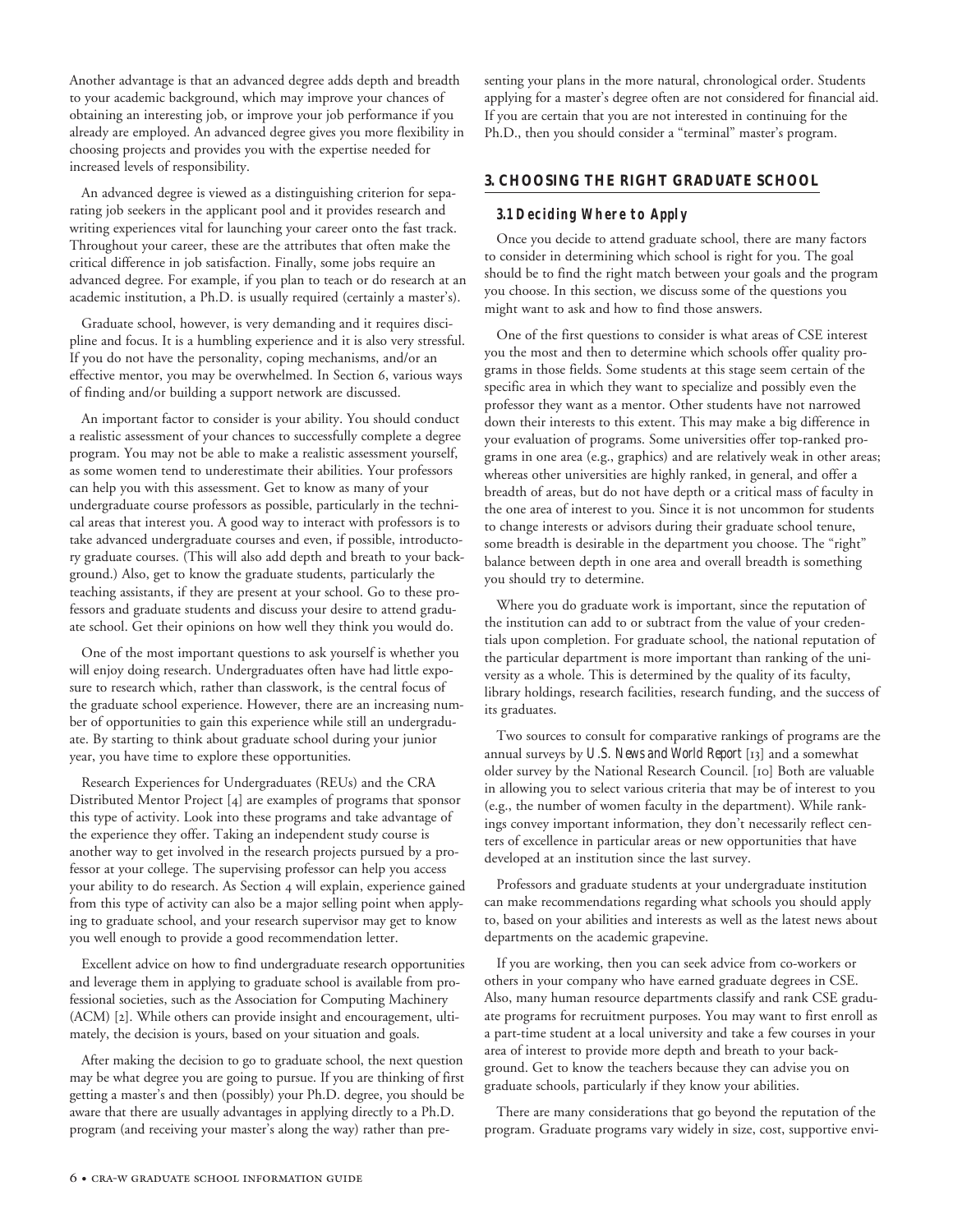Another advantage is that an advanced degree adds depth and breadth to your academic background, which may improve your chances of obtaining an interesting job, or improve your job performance if you already are employed. An advanced degree gives you more flexibility in choosing projects and provides you with the expertise needed for increased levels of responsibility.

An advanced degree is viewed as a distinguishing criterion for separating job seekers in the applicant pool and it provides research and writing experiences vital for launching your career onto the fast track. Throughout your career, these are the attributes that often make the critical difference in job satisfaction. Finally, some jobs require an advanced degree. For example, if you plan to teach or do research at an academic institution, a Ph.D. is usually required (certainly a master's).

Graduate school, however, is very demanding and it requires discipline and focus. It is a humbling experience and it is also very stressful. If you do not have the personality, coping mechanisms, and/or an effective mentor, you may be overwhelmed. In Section 6, various ways of finding and/or building a support network are discussed.

An important factor to consider is your ability. You should conduct a realistic assessment of your chances to successfully complete a degree program. You may not be able to make a realistic assessment yourself, as some women tend to underestimate their abilities. Your professors can help you with this assessment. Get to know as many of your undergraduate course professors as possible, particularly in the technical areas that interest you. A good way to interact with professors is to take advanced undergraduate courses and even, if possible, introductory graduate courses. (This will also add depth and breath to your background.) Also, get to know the graduate students, particularly the teaching assistants, if they are present at your school. Go to these professors and graduate students and discuss your desire to attend graduate school. Get their opinions on how well they think you would do.

One of the most important questions to ask yourself is whether you will enjoy doing research. Undergraduates often have had little exposure to research which, rather than classwork, is the central focus of the graduate school experience. However, there are an increasing number of opportunities to gain this experience while still an undergraduate. By starting to think about graduate school during your junior year, you have time to explore these opportunities.

Research Experiences for Undergraduates (REUs) and the CRA Distributed Mentor Project [4] are examples of programs that sponsor this type of activity. Look into these programs and take advantage of the experience they offer. Taking an independent study course is another way to get involved in the research projects pursued by a professor at your college. The supervising professor can help you access your ability to do research. As Section 4 will explain, experience gained from this type of activity can also be a major selling point when applying to graduate school, and your research supervisor may get to know you well enough to provide a good recommendation letter.

Excellent advice on how to find undergraduate research opportunities and leverage them in applying to graduate school is available from professional societies, such as the Association for Computing Machinery (ACM) [2]. While others can provide insight and encouragement, ultimately, the decision is yours, based on your situation and goals.

After making the decision to go to graduate school, the next question may be what degree you are going to pursue. If you are thinking of first getting a master's and then (possibly) your Ph.D. degree, you should be aware that there are usually advantages in applying directly to a Ph.D. program (and receiving your master's along the way) rather than presenting your plans in the more natural, chronological order. Students applying for a master's degree often are not considered for financial aid. If you are certain that you are not interested in continuing for the Ph.D., then you should consider a "terminal" master's program.

## 3. CHOOSING THE RIGHT GRADUATE SCHOOL

### 3.1 Deciding Where to Apply

Once you decide to attend graduate school, there are many factors to consider in determining which school is right for you. The goal should be to find the right match between your goals and the program you choose. In this section, we discuss some of the questions you might want to ask and how to find those answers.

One of the first questions to consider is what areas of CSE interest you the most and then to determine which schools offer quality programs in those fields. Some students at this stage seem certain of the specific area in which they want to specialize and possibly even the professor they want as a mentor. Other students have not narrowed down their interests to this extent. This may make a big difference in your evaluation of programs. Some universities offer top-ranked programs in one area (e.g., graphics) and are relatively weak in other areas; whereas other universities are highly ranked, in general, and offer a breadth of areas, but do not have depth or a critical mass of faculty in the one area of interest to you. Since it is not uncommon for students to change interests or advisors during their graduate school tenure, some breadth is desirable in the department you choose. The "right" balance between depth in one area and overall breadth is something you should try to determine.

Where you do graduate work is important, since the reputation of the institution can add to or subtract from the value of your credentials upon completion. For graduate school, the national reputation of the particular department is more important than ranking of the university as a whole. This is determined by the quality of its faculty, library holdings, research facilities, research funding, and the success of its graduates.

Two sources to consult for comparative rankings of programs are the annual surveys by *U.S. News and World Report* [13] and a somewhat older survey by the National Research Council. [10] Both are valuable in allowing you to select various criteria that may be of interest to you (e.g., the number of women faculty in the department). While rankings convey important information, they don't necessarily reflect centers of excellence in particular areas or new opportunities that have developed at an institution since the last survey.

Professors and graduate students at your undergraduate institution can make recommendations regarding what schools you should apply to, based on your abilities and interests as well as the latest news about departments on the academic grapevine.

If you are working, then you can seek advice from co-workers or others in your company who have earned graduate degrees in CSE. Also, many human resource departments classify and rank CSE graduate programs for recruitment purposes. You may want to first enroll as a part-time student at a local university and take a few courses in your area of interest to provide more depth and breath to your background. Get to know the teachers because they can advise you on graduate schools, particularly if they know your abilities.

There are many considerations that go beyond the reputation of the program. Graduate programs vary widely in size, cost, supportive envi-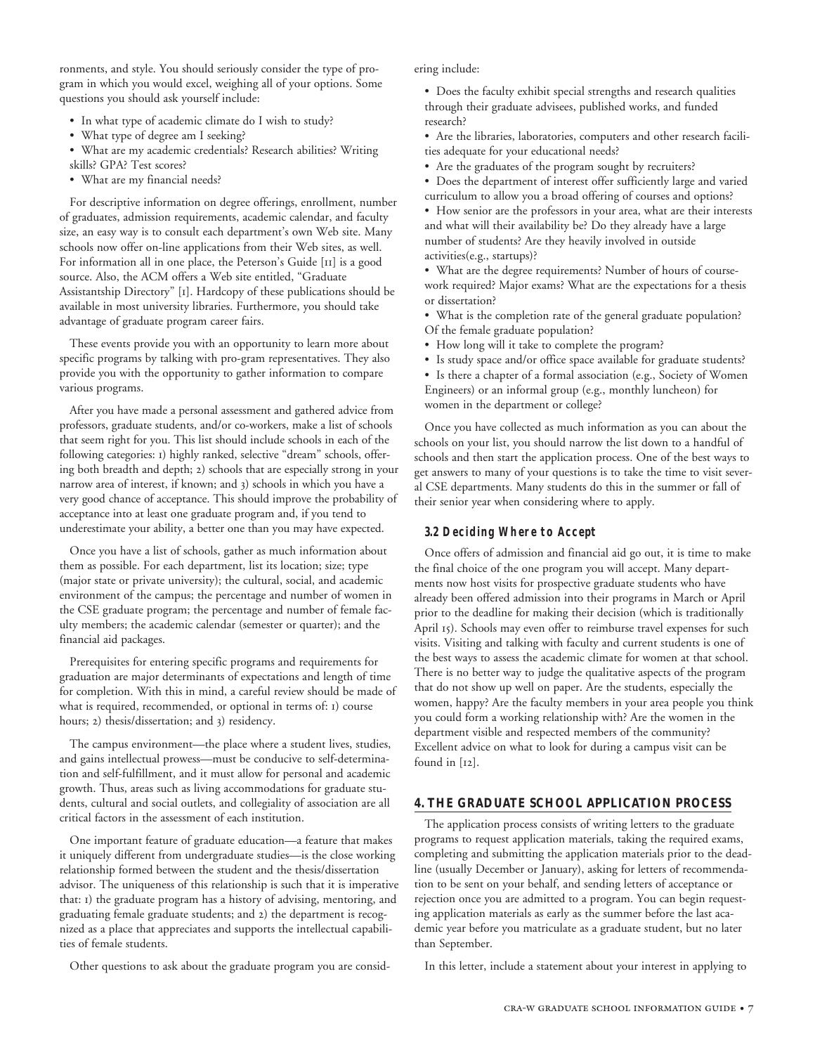ronments, and style. You should seriously consider the type of program in which you would excel, weighing all of your options. Some questions you should ask yourself include:

- In what type of academic climate do I wish to study?
- What type of degree am I seeking?
- What are my academic credentials? Research abilities? Writing skills? GPA? Test scores?
- What are my financial needs?

For descriptive information on degree offerings, enrollment, number of graduates, admission requirements, academic calendar, and faculty size, an easy way is to consult each department's own Web site. Many schools now offer on-line applications from their Web sites, as well. For information all in one place, the Peterson's Guide [11] is a good source. Also, the ACM offers a Web site entitled, "Graduate Assistantship Directory" [1]. Hardcopy of these publications should be available in most university libraries. Furthermore, you should take advantage of graduate program career fairs.

These events provide you with an opportunity to learn more about specific programs by talking with pro-gram representatives. They also provide you with the opportunity to gather information to compare various programs.

After you have made a personal assessment and gathered advice from professors, graduate students, and/or co-workers, make a list of schools that seem right for you. This list should include schools in each of the following categories: 1) highly ranked, selective "dream" schools, offering both breadth and depth; 2) schools that are especially strong in your narrow area of interest, if known; and 3) schools in which you have a very good chance of acceptance. This should improve the probability of acceptance into at least one graduate program and, if you tend to underestimate your ability, a better one than you may have expected.

Once you have a list of schools, gather as much information about them as possible. For each department, list its location; size; type (major state or private university); the cultural, social, and academic environment of the campus; the percentage and number of women in the CSE graduate program; the percentage and number of female faculty members; the academic calendar (semester or quarter); and the financial aid packages.

Prerequisites for entering specific programs and requirements for graduation are major determinants of expectations and length of time for completion. With this in mind, a careful review should be made of what is required, recommended, or optional in terms of: 1) course hours; 2) thesis/dissertation; and 3) residency.

The campus environment—the place where a student lives, studies, and gains intellectual prowess—must be conducive to self-determination and self-fulfillment, and it must allow for personal and academic growth. Thus, areas such as living accommodations for graduate students, cultural and social outlets, and collegiality of association are all critical factors in the assessment of each institution.

One important feature of graduate education—a feature that makes it uniquely different from undergraduate studies—is the close working relationship formed between the student and the thesis/dissertation advisor. The uniqueness of this relationship is such that it is imperative that: 1) the graduate program has a history of advising, mentoring, and graduating female graduate students; and 2) the department is recognized as a place that appreciates and supports the intellectual capabilities of female students.

Other questions to ask about the graduate program you are considering include:

- Does the faculty exhibit special strengths and research qualities through their graduate advisees, published works, and funded research?
- Are the libraries, laboratories, computers and other research facilities adequate for your educational needs?
- Are the graduates of the program sought by recruiters?
- Does the department of interest offer sufficiently large and varied curriculum to allow you a broad offering of courses and options?
- How senior are the professors in your area, what are their interests and what will their availability be? Do they already have a large number of students? Are they heavily involved in outside activities(e.g., startups)?
- What are the degree requirements? Number of hours of coursework required? Major exams? What are the expectations for a thesis or dissertation?
- What is the completion rate of the general graduate population? Of the female graduate population?
- How long will it take to complete the program?
- Is study space and/or office space available for graduate students?
- Is there a chapter of a formal association (e.g., Society of Women Engineers) or an informal group (e.g., monthly luncheon) for women in the department or college?

Once you have collected as much information as you can about the schools on your list, you should narrow the list down to a handful of schools and then start the application process. One of the best ways to get answers to many of your questions is to take the time to visit several CSE departments. Many students do this in the summer or fall of their senior year when considering where to apply.

### 3.2 Deciding Where to Accept

Once offers of admission and financial aid go out, it is time to make the final choice of the one program you will accept. Many departments now host visits for prospective graduate students who have already been offered admission into their programs in March or April prior to the deadline for making their decision (which is traditionally April 15). Schools may even offer to reimburse travel expenses for such visits. Visiting and talking with faculty and current students is one of the best ways to assess the academic climate for women at that school. There is no better way to judge the qualitative aspects of the program that do not show up well on paper. Are the students, especially the women, happy? Are the faculty members in your area people you think you could form a working relationship with? Are the women in the department visible and respected members of the community? Excellent advice on what to look for during a campus visit can be found in [12].

## 4. THE GRADUATE SCHOOL APPLICATION PROCESS

The application process consists of writing letters to the graduate programs to request application materials, taking the required exams, completing and submitting the application materials prior to the deadline (usually December or January), asking for letters of recommendation to be sent on your behalf, and sending letters of acceptance or rejection once you are admitted to a program. You can begin requesting application materials as early as the summer before the last academic year before you matriculate as a graduate student, but no later than September.

In this letter, include a statement about your interest in applying to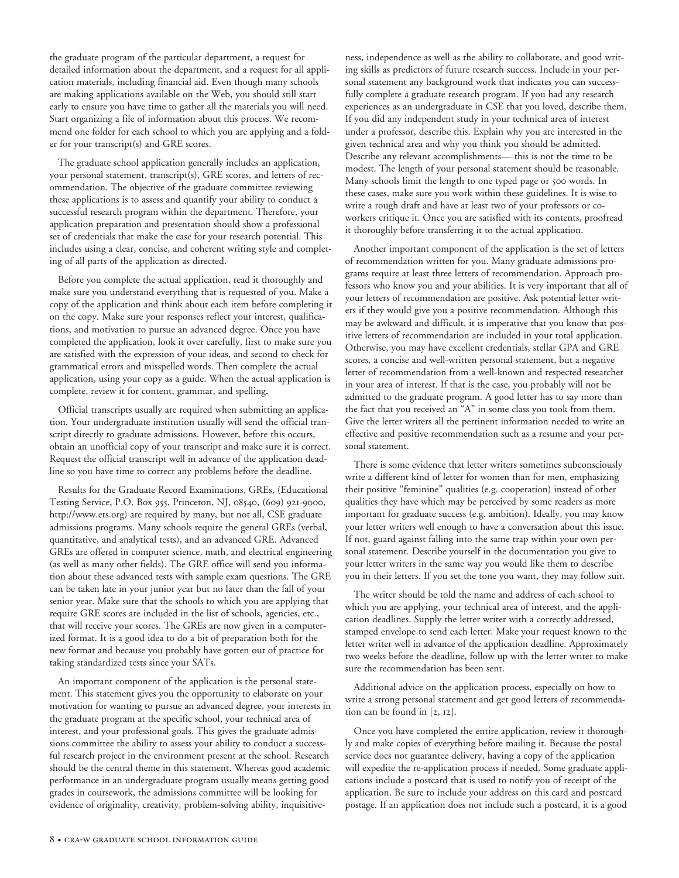the graduate program of the particular department, a request for detailed information about the department, and a request for all application materials, including financial aid. Even though many schools are making applications available on the Web, you should still start early to ensure you have time to gather all the materials you will need. Start organizing a file of information about this process. We recommend one folder for each school to which you are applying and a folder for your transcript(s) and GRE scores.

The graduate school application generally includes an application, your personal statement, transcript(s), GRE scores, and letters of recommendation. The objective of the graduate committee reviewing these applications is to assess and quantify your ability to conduct a successful research program within the department. Therefore, your application preparation and presentation should show a professional set of credentials that make the case for your research potential. This includes using a clear, concise, and coherent writing style and completing of all parts of the application as directed.

Before you complete the actual application, read it thoroughly and make sure you understand everything that is requested of you. Make a copy of the application and think about each item before completing it on the copy. Make sure your responses reflect your interest, qualifications, and motivation to pursue an advanced degree. Once you have completed the application, look it over carefully, first to make sure you are satisfied with the expression of your ideas, and second to check for grammatical errors and misspelled words. Then complete the actual application, using your copy as a guide. When the actual application is complete, review it for content, grammar, and spelling.

Official transcripts usually are required when submitting an application. Your undergraduate institution usually will send the official transcript directly to graduate admissions. However, before this occurs, obtain an unofficial copy of your transcript and make sure it is correct. Request the official transcript well in advance of the application deadline so you have time to correct any problems before the deadline.

Results for the Graduate Record Examinations, GREs, (Educational Testing Service, P.O. Box 955, Princeton, NJ, 08540, (609) 921-9000, http://www.ets.org) are required by many, but not all, CSE graduate admissions programs. Many schools require the general GREs (verbal, quantitative, and analytical tests), and an advanced GRE. Advanced GREs are offered in computer science, math, and electrical engineering (as well as many other fields). The GRE office will send you information about these advanced tests with sample exam questions. The GRE can be taken late in your junior year but no later than the fall of your senior year. Make sure that the schools to which you are applying that require GRE scores are included in the list of schools, agencies, etc., that will receive your scores. The GREs are now given in a computerized format. It is a good idea to do a bit of preparation both for the new format and because you probably have gotten out of practice for taking standardized tests since your SATs.

An important component of the application is the personal statement. This statement gives you the opportunity to elaborate on your motivation for wanting to pursue an advanced degree, your interests in the graduate program at the specific school, your technical area of interest, and your professional goals. This gives the graduate admissions committee the ability to assess your ability to conduct a successful research project in the environment present at the school. Research should be the central theme in this statement. Whereas good academic performance in an undergraduate program usually means getting good grades in coursework, the admissions committee will be looking for evidence of originality, creativity, problem-solving ability, inquisitiveness, independence as well as the ability to collaborate, and good writing skills as predictors of future research success. Include in your personal statement any background work that indicates you can successfully complete a graduate research program. If you had any research experiences as an undergraduate in CSE that you loved, describe them. If you did any independent study in your technical area of interest under a professor, describe this. Explain why you are interested in the given technical area and why you think you should be admitted. Describe any relevant accomplishments— this is not the time to be modest. The length of your personal statement should be reasonable. Many schools limit the length to one typed page or 500 words. In these cases, make sure you work within these guidelines. It is wise to write a rough draft and have at least two of your professors or co-workers critique it. Once you are satisfied with its contents, proofread it thoroughly before transferring it to the actual application.

Another important component of the application is the set of letters of recommendation written for you. Many graduate admissions programs require at least three letters of recommendation. Approach professors who know you and your abilities. It is very important that all of your letters of recommendation are positive. Ask potential letter writers if they would give you a positive recommendation. Although this may be awkward and difficult, it is imperative that you know that positive letters of recommendation are included in your total application. Otherwise, you may have excellent credentials, stellar GPA and GRE scores, a concise and well-written personal statement, but a negative letter of recommendation from a well-known and respected researcher in your area of interest. If that is the case, you probably will not be admitted to the graduate program. A good letter has to say more than the fact that you received an "A" in some class you took from them. Give the letter writers all the pertinent information needed to write an effective and positive recommendation such as a resume and your personal statement.

There is some evidence that letter writers sometimes subconsciously write a different kind of letter for women than for men, emphasizing their positive "feminine" qualities (e.g. cooperation) instead of other qualities they have which may be perceived by some readers as more important for graduate success (e.g. ambition). Ideally, you may know your letter writers well enough to have a conversation about this issue. If not, guard against falling into the same trap within your own personal statement. Describe yourself in the documentation you give to your letter writers in the same way you would like them to describe you in their letters. If you set the tone you want, they may follow suit.

The writer should be told the name and address of each school to which you are applying, your technical area of interest, and the application deadlines. Supply the letter writer with a correctly addressed, stamped envelope to send each letter. Make your request known to the letter writer well in advance of the application deadline. Approximately two weeks before the deadline, follow up with the letter writer to make sure the recommendation has been sent.

Additional advice on the application process, especially on how to write a strong personal statement and get good letters of recommendation can be found in [2, 12].

Once you have completed the entire application, review it thoroughly and make copies of everything before mailing it. Because the postal service does not guarantee delivery, having a copy of the application will expedite the re-application process if needed. Some graduate applications include a postcard that is used to notify you of receipt of the application. Be sure to include your address on this card and postcard postage. If an application does not include such a postcard, it is a good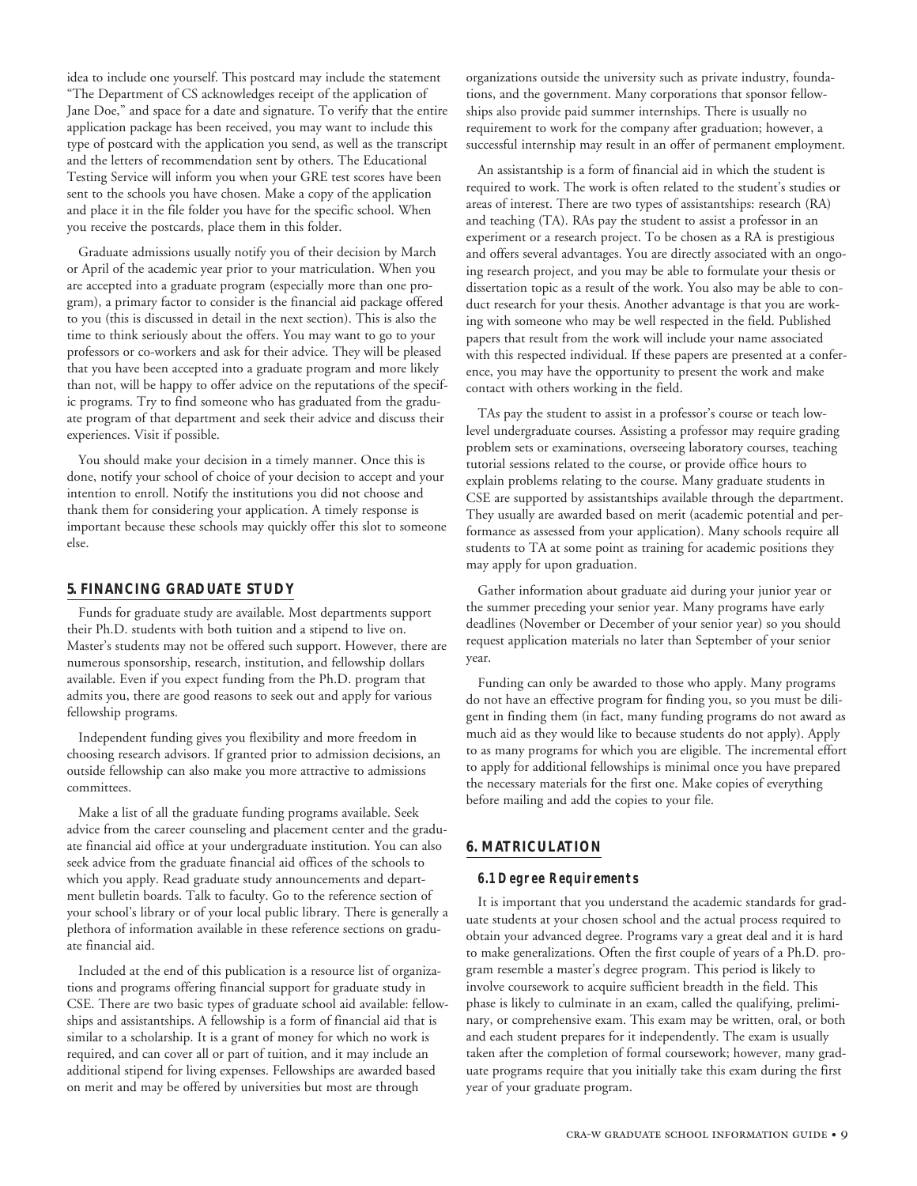idea to include one yourself. This postcard may include the statement "The Department of CS acknowledges receipt of the application of Jane Doe," and space for a date and signature. To verify that the entire application package has been received, you may want to include this type of postcard with the application you send, as well as the transcript and the letters of recommendation sent by others. The Educational Testing Service will inform you when your GRE test scores have been sent to the schools you have chosen. Make a copy of the application and place it in the file folder you have for the specific school. When you receive the postcards, place them in this folder.

Graduate admissions usually notify you of their decision by March or April of the academic year prior to your matriculation. When you are accepted into a graduate program (especially more than one program), a primary factor to consider is the financial aid package offered to you (this is discussed in detail in the next section). This is also the time to think seriously about the offers. You may want to go to your professors or co-workers and ask for their advice. They will be pleased that you have been accepted into a graduate program and more likely than not, will be happy to offer advice on the reputations of the specific programs. Try to find someone who has graduated from the graduate program of that department and seek their advice and discuss their experiences. Visit if possible.

You should make your decision in a timely manner. Once this is done, notify your school of choice of your decision to accept and your intention to enroll. Notify the institutions you did not choose and thank them for considering your application. A timely response is important because these schools may quickly offer this slot to someone else.

## 5. FINANCING GRADUATE STUDY

Funds for graduate study are available. Most departments support their Ph.D. students with both tuition and a stipend to live on. Master's students may not be offered such support. However, there are numerous sponsorship, research, institution, and fellowship dollars available. Even if you expect funding from the Ph.D. program that admits you, there are good reasons to seek out and apply for various fellowship programs.

Independent funding gives you flexibility and more freedom in choosing research advisors. If granted prior to admission decisions, an outside fellowship can also make you more attractive to admissions committees.

Make a list of all the graduate funding programs available. Seek advice from the career counseling and placement center and the graduate financial aid office at your undergraduate institution. You can also seek advice from the graduate financial aid offices of the schools to which you apply. Read graduate study announcements and department bulletin boards. Talk to faculty. Go to the reference section of your school's library or of your local public library. There is generally a plethora of information available in these reference sections on graduate financial aid.

Included at the end of this publication is a resource list of organizations and programs offering financial support for graduate study in CSE. There are two basic types of graduate school aid available: fellowships and assistantships. A fellowship is a form of financial aid that is similar to a scholarship. It is a grant of money for which no work is required, and can cover all or part of tuition, and it may include an additional stipend for living expenses. Fellowships are awarded based on merit and may be offered by universities but most are through organizations outside the university such as private industry, foundations, and the government. Many corporations that sponsor fellowships also provide paid summer internships. There is usually no requirement to work for the company after graduation; however, a successful internship may result in an offer of permanent employment.

An assistantship is a form of financial aid in which the student is required to work. The work is often related to the student's studies or areas of interest. There are two types of assistantships: research (RA) and teaching (TA). RAs pay the student to assist a professor in an experiment or a research project. To be chosen as a RA is prestigious and offers several advantages. You are directly associated with an ongoing research project, and you may be able to formulate your thesis or dissertation topic as a result of the work. You also may be able to conduct research for your thesis. Another advantage is that you are working with someone who may be well respected in the field. Published papers that result from the work will include your name associated with this respected individual. If these papers are presented at a conference, you may have the opportunity to present the work and make contact with others working in the field.

TAs pay the student to assist in a professor's course or teach low-level undergraduate courses. Assisting a professor may require grading problem sets or examinations, overseeing laboratory courses, teaching tutorial sessions related to the course, or provide office hours to explain problems relating to the course. Many graduate students in CSE are supported by assistantships available through the department. They usually are awarded based on merit (academic potential and performance as assessed from your application). Many schools require all students to TA at some point as training for academic positions they may apply for upon graduation.

Gather information about graduate aid during your junior year or the summer preceding your senior year. Many programs have early deadlines (November or December of your senior year) so you should request application materials no later than September of your senior year.

Funding can only be awarded to those who apply. Many programs do not have an effective program for finding you, so you must be diligent in finding them (in fact, many funding programs do not award as much aid as they would like to because students do not apply). Apply to as many programs for which you are eligible. The incremental effort to apply for additional fellowships is minimal once you have prepared the necessary materials for the first one. Make copies of everything before mailing and add the copies to your file.

## 6. MATRICULATION

### 6.1 Degree Requirements

It is important that you understand the academic standards for graduate students at your chosen school and the actual process required to obtain your advanced degree. Programs vary a great deal and it is hard to make generalizations. Often the first couple of years of a Ph.D. program resemble a master's degree program. This period is likely to involve coursework to acquire sufficient breadth in the field. This phase is likely to culminate in an exam, called the qualifying, preliminary, or comprehensive exam. This exam may be written, oral, or both and each student prepares for it independently. The exam is usually taken after the completion of formal coursework; however, many graduate programs require that you initially take this exam during the first year of your graduate program.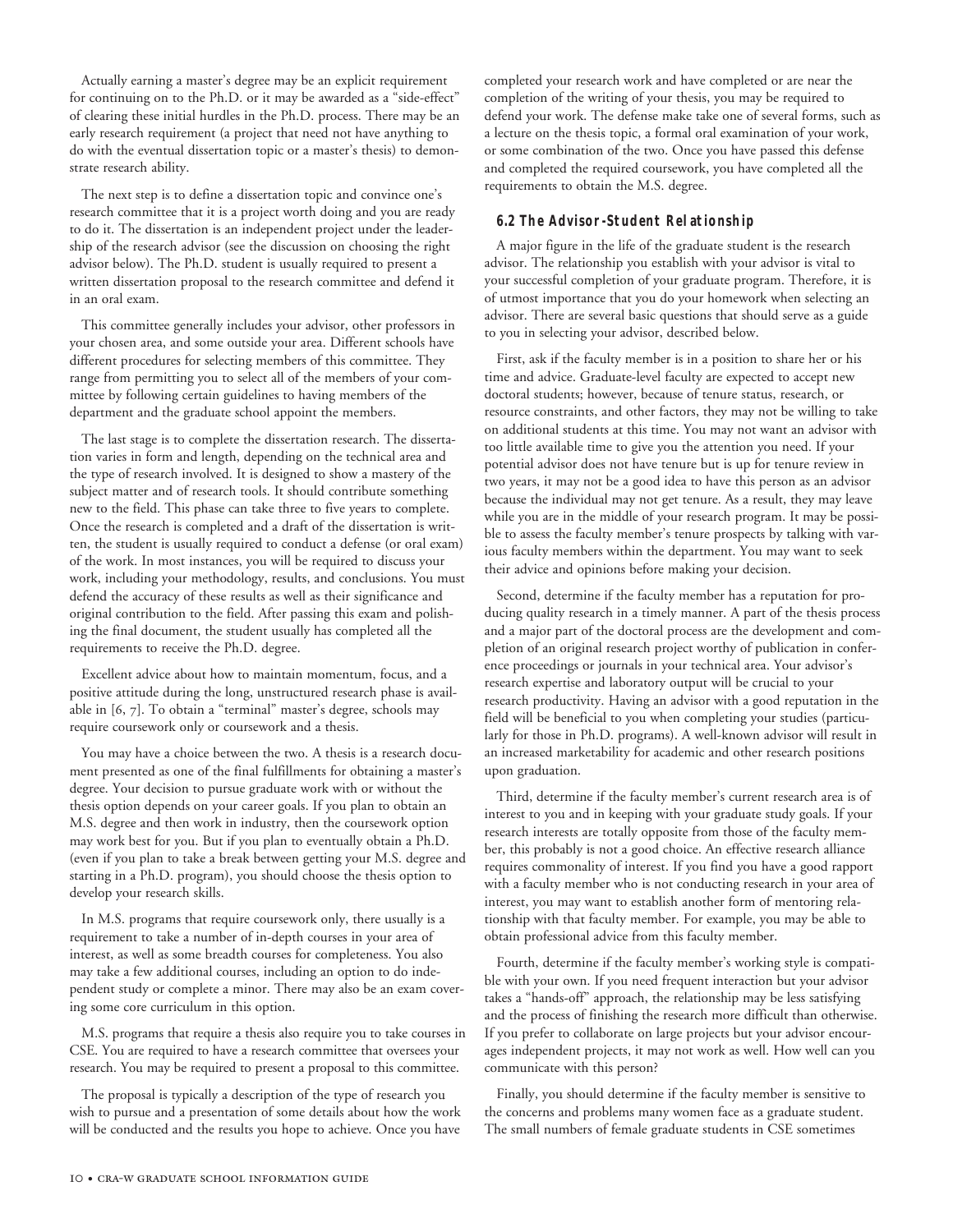Actually earning a master's degree may be an explicit requirement for continuing on to the Ph.D. or it may be awarded as a "side-effect" of clearing these initial hurdles in the Ph.D. process. There may be an early research requirement (a project that need not have anything to do with the eventual dissertation topic or a master's thesis) to demonstrate research ability.

The next step is to define a dissertation topic and convince one's research committee that it is a project worth doing and you are ready to do it. The dissertation is an independent project under the leadership of the research advisor (see the discussion on choosing the right advisor below). The Ph.D. student is usually required to present a written dissertation proposal to the research committee and defend it in an oral exam.

This committee generally includes your advisor, other professors in your chosen area, and some outside your area. Different schools have different procedures for selecting members of this committee. They range from permitting you to select all of the members of your committee by following certain guidelines to having members of the department and the graduate school appoint the members.

The last stage is to complete the dissertation research. The dissertation varies in form and length, depending on the technical area and the type of research involved. It is designed to show a mastery of the subject matter and of research tools. It should contribute something new to the field. This phase can take three to five years to complete. Once the research is completed and a draft of the dissertation is written, the student is usually required to conduct a defense (or oral exam) of the work. In most instances, you will be required to discuss your work, including your methodology, results, and conclusions. You must defend the accuracy of these results as well as their significance and original contribution to the field. After passing this exam and polishing the final document, the student usually has completed all the requirements to receive the Ph.D. degree.

Excellent advice about how to maintain momentum, focus, and a positive attitude during the long, unstructured research phase is available in [6, 7]. To obtain a "terminal" master's degree, schools may require coursework only or coursework and a thesis.

You may have a choice between the two. A thesis is a research document presented as one of the final fulfillments for obtaining a master's degree. Your decision to pursue graduate work with or without the thesis option depends on your career goals. If you plan to obtain an M.S. degree and then work in industry, then the coursework option may work best for you. But if you plan to eventually obtain a Ph.D. (even if you plan to take a break between getting your M.S. degree and starting in a Ph.D. program), you should choose the thesis option to develop your research skills.

In M.S. programs that require coursework only, there usually is a requirement to take a number of in-depth courses in your area of interest, as well as some breadth courses for completeness. You also may take a few additional courses, including an option to do independent study or complete a minor. There may also be an exam covering some core curriculum in this option.

M.S. programs that require a thesis also require you to take courses in CSE. You are required to have a research committee that oversees your research. You may be required to present a proposal to this committee.

The proposal is typically a description of the type of research you wish to pursue and a presentation of some details about how the work will be conducted and the results you hope to achieve. Once you have completed your research work and have completed or are near the completion of the writing of your thesis, you may be required to defend your work. The defense make take one of several forms, such as a lecture on the thesis topic, a formal oral examination of your work, or some combination of the two. Once you have passed this defense and completed the required coursework, you have completed all the requirements to obtain the M.S. degree.

## 6.2 The Advisor-Student Relationship

A major figure in the life of the graduate student is the research advisor. The relationship you establish with your advisor is vital to your successful completion of your graduate program. Therefore, it is of utmost importance that you do your homework when selecting an advisor. There are several basic questions that should serve as a guide to you in selecting your advisor, described below.

First, ask if the faculty member is in a position to share her or his time and advice. Graduate-level faculty are expected to accept new doctoral students; however, because of tenure status, research, or resource constraints, and other factors, they may not be willing to take on additional students at this time. You may not want an advisor with too little available time to give you the attention you need. If your potential advisor does not have tenure but is up for tenure review in two years, it may not be a good idea to have this person as an advisor because the individual may not get tenure. As a result, they may leave while you are in the middle of your research program. It may be possible to assess the faculty member's tenure prospects by talking with various faculty members within the department. You may want to seek their advice and opinions before making your decision.

Second, determine if the faculty member has a reputation for producing quality research in a timely manner. A part of the thesis process and a major part of the doctoral process are the development and completion of an original research project worthy of publication in conference proceedings or journals in your technical area. Your advisor's research expertise and laboratory output will be crucial to your research productivity. Having an advisor with a good reputation in the field will be beneficial to you when completing your studies (particularly for those in Ph.D. programs). A well-known advisor will result in an increased marketability for academic and other research positions upon graduation.

Third, determine if the faculty member's current research area is of interest to you and in keeping with your graduate study goals. If your research interests are totally opposite from those of the faculty member, this probably is not a good choice. An effective research alliance requires commonality of interest. If you find you have a good rapport with a faculty member who is not conducting research in your area of interest, you may want to establish another form of mentoring relationship with that faculty member. For example, you may be able to obtain professional advice from this faculty member.

Fourth, determine if the faculty member's working style is compatible with your own. If you need frequent interaction but your advisor takes a "hands-off" approach, the relationship may be less satisfying and the process of finishing the research more difficult than otherwise. If you prefer to collaborate on large projects but your advisor encourages independent projects, it may not work as well. How well can you communicate with this person?

Finally, you should determine if the faculty member is sensitive to the concerns and problems many women face as a graduate student. The small numbers of female graduate students in CSE sometimes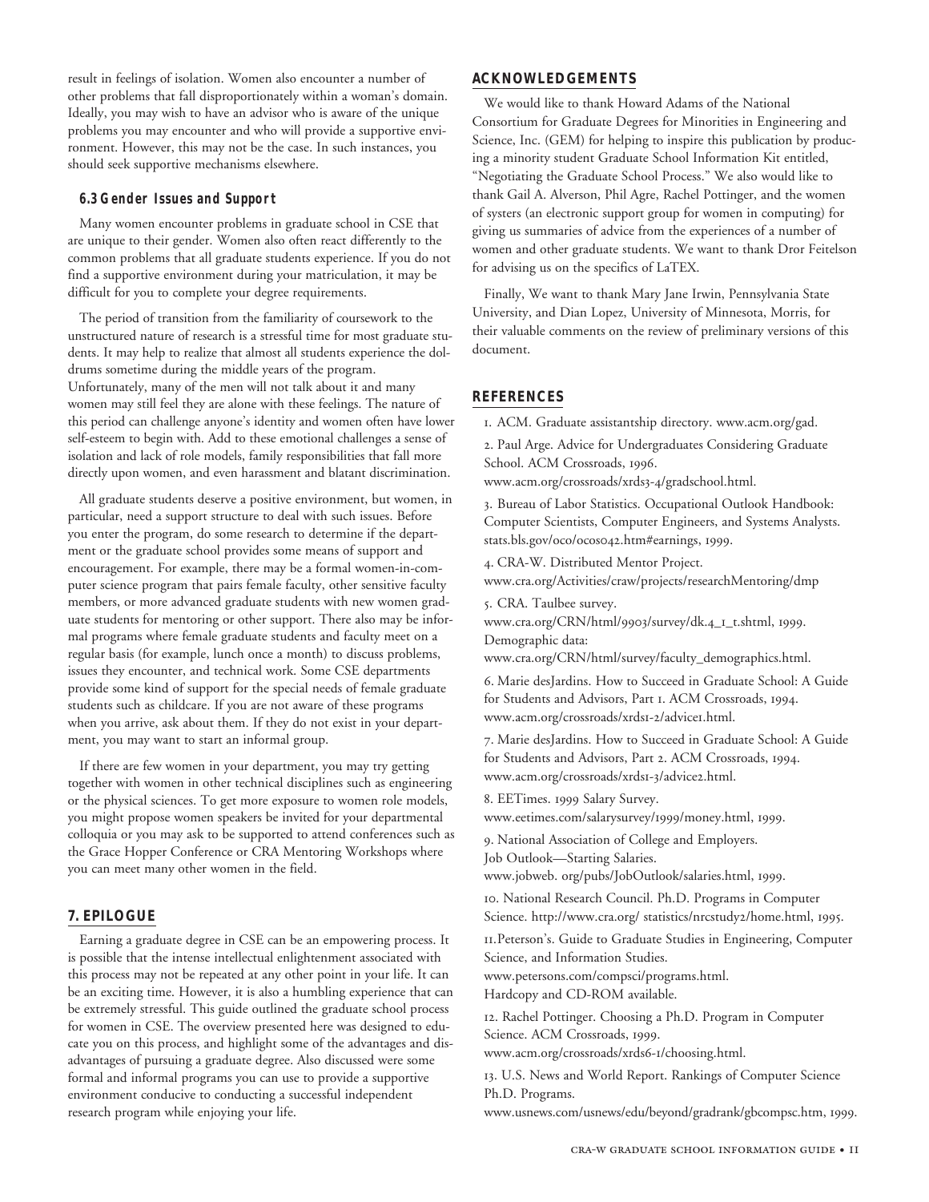result in feelings of isolation. Women also encounter a number of other problems that fall disproportionately within a woman's domain. Ideally, you may wish to have an advisor who is aware of the unique problems you may encounter and who will provide a supportive environment. However, this may not be the case. In such instances, you should seek supportive mechanisms elsewhere.

### 6.3 Gender Issues and Support

Many women encounter problems in graduate school in CSE that are unique to their gender. Women also often react differently to the common problems that all graduate students experience. If you do not find a supportive environment during your matriculation, it may be difficult for you to complete your degree requirements.

The period of transition from the familiarity of coursework to the unstructured nature of research is a stressful time for most graduate students. It may help to realize that almost all students experience the doldrums sometime during the middle years of the program. Unfortunately, many of the men will not talk about it and many women may still feel they are alone with these feelings. The nature of this period can challenge anyone's identity and women often have lower self-esteem to begin with. Add to these emotional challenges a sense of isolation and lack of role models, family responsibilities that fall more directly upon women, and even harassment and blatant discrimination.

All graduate students deserve a positive environment, but women, in particular, need a support structure to deal with such issues. Before you enter the program, do some research to determine if the department or the graduate school provides some means of support and encouragement. For example, there may be a formal women-in-computer science program that pairs female faculty, other sensitive faculty members, or more advanced graduate students with new women graduate students for mentoring or other support. There also may be informal programs where female graduate students and faculty meet on a regular basis (for example, lunch once a month) to discuss problems, issues they encounter, and technical work. Some CSE departments provide some kind of support for the special needs of female graduate students such as childcare. If you are not aware of these programs when you arrive, ask about them. If they do not exist in your department, you may want to start an informal group.

If there are few women in your department, you may try getting together with women in other technical disciplines such as engineering or the physical sciences. To get more exposure to women role models, you might propose women speakers be invited for your departmental colloquia or you may ask to be supported to attend conferences such as the Grace Hopper Conference or CRA Mentoring Workshops where you can meet many other women in the field.

## 7. EPILOGUE

Earning a graduate degree in CSE can be an empowering process. It is possible that the intense intellectual enlightenment associated with this process may not be repeated at any other point in your life. It can be an exciting time. However, it is also a humbling experience that can be extremely stressful. This guide outlined the graduate school process for women in CSE. The overview presented here was designed to educate you on this process, and highlight some of the advantages and disadvantages of pursuing a graduate degree. Also discussed were some formal and informal programs you can use to provide a supportive environment conducive to conducting a successful independent research program while enjoying your life.

## ACKNOWLEDGEMENTS

We would like to thank Howard Adams of the National Consortium for Graduate Degrees for Minorities in Engineering and Science, Inc. (GEM) for helping to inspire this publication by producing a minority student Graduate School Information Kit entitled, "Negotiating the Graduate School Process." We also would like to thank Gail A. Alverson, Phil Agre, Rachel Pottinger, and the women of systers (an electronic support group for women in computing) for giving us summaries of advice from the experiences of a number of women and other graduate students. We want to thank Dror Feitelson for advising us on the specifics of LaTEX.

Finally, We want to thank Mary Jane Irwin, Pennsylvania State University, and Dian Lopez, University of Minnesota, Morris, for their valuable comments on the review of preliminary versions of this document.

## REFERENCES

1. ACM. Graduate assistantship directory. www.acm.org/gad.
2. Paul Arge. Advice for Undergraduates Considering Graduate School. ACM Crossroads, 1996. www.acm.org/crossroads/xrds3-4/gradschool.html.
3. Bureau of Labor Statistics. Occupational Outlook Handbook: Computer Scientists, Computer Engineers, and Systems Analysts. stats.bls.gov/oco/ocos042.htm#earnings, 1999.
4. CRA-W. Distributed Mentor Project. www.cra.org/Activities/craw/projects/researchMentoring/dmp
5. CRA. Taulbee survey. www.cra.org/CRN/html/9903/survey/dk.4_1_t.shtml, 1999. Demographic data: www.cra.org/CRN/html/survey/faculty_demographics.html.
6. Marie desJardins. How to Succeed in Graduate School: A Guide for Students and Advisors, Part 1. ACM Crossroads, 1994. www.acm.org/crossroads/xrds1-2/advice1.html.
7. Marie desJardins. How to Succeed in Graduate School: A Guide for Students and Advisors, Part 2. ACM Crossroads, 1994. www.acm.org/crossroads/xrds1-3/advice2.html.
8. EETimes. 1999 Salary Survey. www.eetimes.com/salarysurvey/1999/money.html, 1999.
9. National Association of College and Employers. Job Outlook—Starting Salaries. www.jobweb. org/pubs/JobOutlook/salaries.html, 1999.
10. National Research Council. Ph.D. Programs in Computer Science. http://www.cra.org/ statistics/nrcstudy2/home.html, 1995.
11. Peterson's. Guide to Graduate Studies in Engineering, Computer Science, and Information Studies. www.petersons.com/compsci/programs.html. Hardcopy and CD-ROM available.
12. Rachel Pottinger. Choosing a Ph.D. Program in Computer Science. ACM Crossroads, 1999. www.acm.org/crossroads/xrds6-1/choosing.html.
13. U.S. News and World Report. Rankings of Computer Science Ph.D. Programs. www.usnews.com/usnews/edu/beyond/gradrank/gbcompsc.htm, 1999.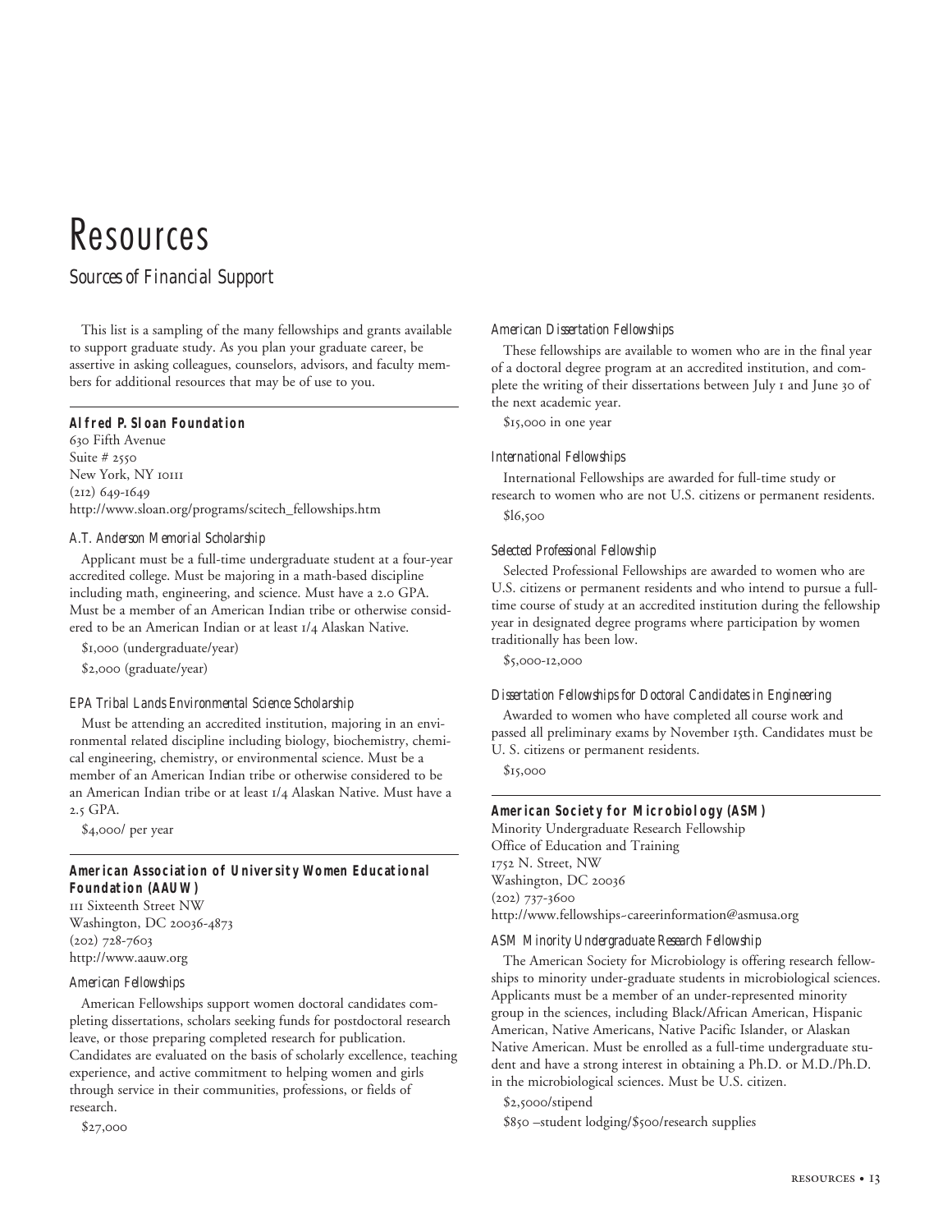# Resources

## Sources of Financial Support

This list is a sampling of the many fellowships and grants available to support graduate study. As you plan your graduate career, be assertive in asking colleagues, counselors, advisors, and faculty members for additional resources that may be of use to you.

---

### Alfred P. Sloan Foundation

630 Fifth Avenue
Suite # 2550
New York, NY 10111
(212) 649-1649
http://www.sloan.org/programs/scitech_fellowships.htm

*A.T. Anderson Memorial Scholarship*

Applicant must be a full-time undergraduate student at a four-year accredited college. Must be majoring in a math-based discipline including math, engineering, and science. Must have a 2.0 GPA. Must be a member of an American Indian tribe or otherwise considered to be an American Indian or at least 1/4 Alaskan Native.

$1,000 (undergraduate/year)

$2,000 (graduate/year)

*EPA Tribal Lands Environmental Science Scholarship*

Must be attending an accredited institution, majoring in an environmental related discipline including biology, biochemistry, chemical engineering, chemistry, or environmental science. Must be a member of an American Indian tribe or otherwise considered to be an American Indian tribe or at least 1/4 Alaskan Native. Must have a 2.5 GPA.

$4,000/ per year

---

### American Association of University Women Educational Foundation (AAUW)

111 Sixteenth Street NW
Washington, DC 20036-4873
(202) 728-7603
http://www.aauw.org

*American Fellowships*

American Fellowships support women doctoral candidates completing dissertations, scholars seeking funds for postdoctoral research leave, or those preparing completed research for publication. Candidates are evaluated on the basis of scholarly excellence, teaching experience, and active commitment to helping women and girls through service in their communities, professions, or fields of research.

$27,000

*American Dissertation Fellowships*

These fellowships are available to women who are in the final year of a doctoral degree program at an accredited institution, and complete the writing of their dissertations between July 1 and June 30 of the next academic year.

$15,000 in one year

*International Fellowships*

International Fellowships are awarded for full-time study or research to women who are not U.S. citizens or permanent residents.

$16,500

*Selected Professional Fellowship*

Selected Professional Fellowships are awarded to women who are U.S. citizens or permanent residents and who intend to pursue a full-time course of study at an accredited institution during the fellowship year in designated degree programs where participation by women traditionally has been low.

$5,000-12,000

*Dissertation Fellowships for Doctoral Candidates in Engineering*

Awarded to women who have completed all course work and passed all preliminary exams by November 15th. Candidates must be U. S. citizens or permanent residents.

$15,000

---

### American Society for Microbiology (ASM)

Minority Undergraduate Research Fellowship
Office of Education and Training
1752 N. Street, NW
Washington, DC 20036
(202) 737-3600
http://www.fellowships-careerinformation@asmusa.org

*ASM Minority Undergraduate Research Fellowship*

The American Society for Microbiology is offering research fellowships to minority under-graduate students in microbiological sciences. Applicants must be a member of an under-represented minority group in the sciences, including Black/African American, Hispanic American, Native Americans, Native Pacific Islander, or Alaskan Native American. Must be enrolled as a full-time undergraduate student and have a strong interest in obtaining a Ph.D. or M.D./Ph.D. in the microbiological sciences. Must be U.S. citizen.

$2,5000/stipend

$850 –student lodging/$500/research supplies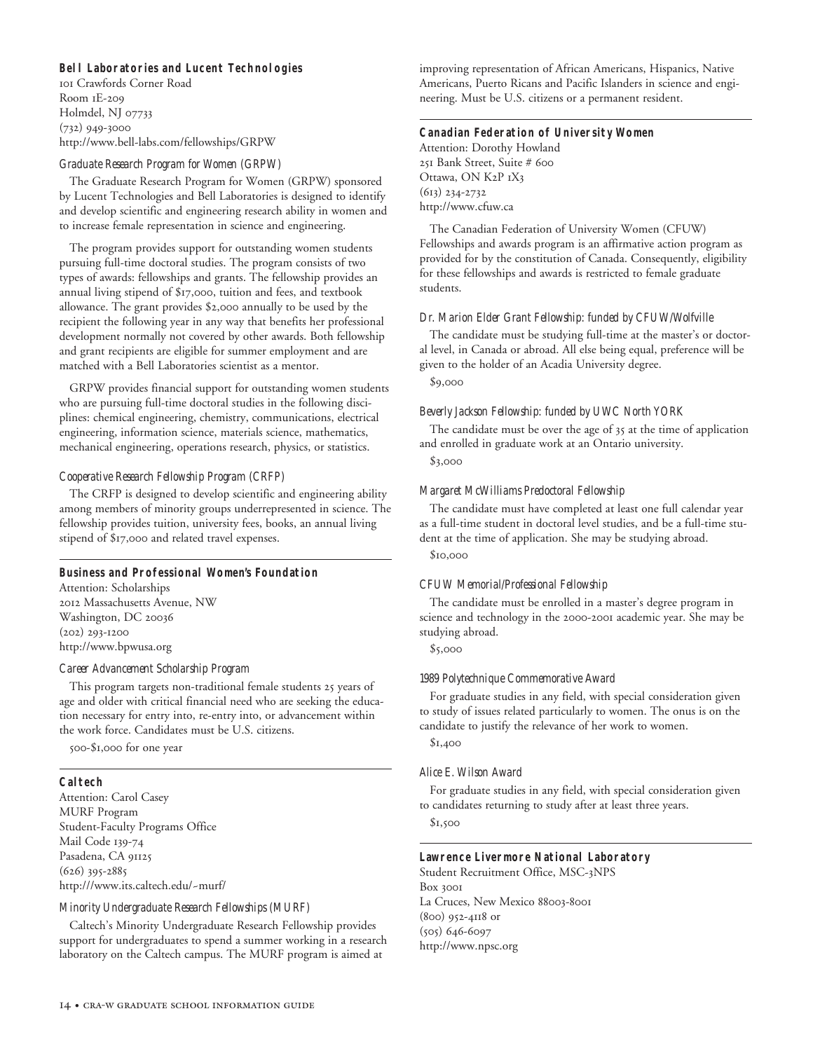### Bell Laboratories and Lucent Technologies

101 Crawfords Corner Road
Room 1E-209
Holmdel, NJ 07733
(732) 949-3000
http://www.bell-labs.com/fellowships/GRPW

#### Graduate Research Program for Women (GRPW)

The Graduate Research Program for Women (GRPW) sponsored by Lucent Technologies and Bell Laboratories is designed to identify and develop scientific and engineering research ability in women and to increase female representation in science and engineering.

The program provides support for outstanding women students pursuing full-time doctoral studies. The program consists of two types of awards: fellowships and grants. The fellowship provides an annual living stipend of $17,000, tuition and fees, and textbook allowance. The grant provides $2,000 annually to be used by the recipient the following year in any way that benefits her professional development normally not covered by other awards. Both fellowship and grant recipients are eligible for summer employment and are matched with a Bell Laboratories scientist as a mentor.

GRPW provides financial support for outstanding women students who are pursuing full-time doctoral studies in the following disciplines: chemical engineering, chemistry, communications, electrical engineering, information science, materials science, mathematics, mechanical engineering, operations research, physics, or statistics.

#### Cooperative Research Fellowship Program (CRFP)

The CRFP is designed to develop scientific and engineering ability among members of minority groups underrepresented in science. The fellowship provides tuition, university fees, books, an annual living stipend of $17,000 and related travel expenses.

### Business and Professional Women's Foundation

Attention: Scholarships
2012 Massachusetts Avenue, NW
Washington, DC 20036
(202) 293-1200
http://www.bpwusa.org

#### Career Advancement Scholarship Program

This program targets non-traditional female students 25 years of age and older with critical financial need who are seeking the education necessary for entry into, re-entry into, or advancement within the work force. Candidates must be U.S. citizens.

500-$1,000 for one year

### Caltech

Attention: Carol Casey
MURF Program
Student-Faculty Programs Office
Mail Code 139-74
Pasadena, CA 91125
(626) 395-2885
http:///www.its.caltech.edu/~murf/

#### Minority Undergraduate Research Fellowships (MURF)

Caltech's Minority Undergraduate Research Fellowship provides support for undergraduates to spend a summer working in a research laboratory on the Caltech campus. The MURF program is aimed at improving representation of African Americans, Hispanics, Native Americans, Puerto Ricans and Pacific Islanders in science and engineering. Must be U.S. citizens or a permanent resident.

### Canadian Federation of University Women

Attention: Dorothy Howland
251 Bank Street, Suite # 600
Ottawa, ON K2P 1X3
(613) 234-2732
http://www.cfuw.ca

The Canadian Federation of University Women (CFUW) Fellowships and awards program is an affirmative action program as provided for by the constitution of Canada. Consequently, eligibility for these fellowships and awards is restricted to female graduate students.

#### Dr. Marion Elder Grant Fellowship: funded by CFUW/Wolfville

The candidate must be studying full-time at the master's or doctoral level, in Canada or abroad. All else being equal, preference will be given to the holder of an Acadia University degree.

$9,000

#### Beverly Jackson Fellowship: funded by UWC North YORK

The candidate must be over the age of 35 at the time of application and enrolled in graduate work at an Ontario university.

$3,000

#### Margaret McWilliams Predoctoral Fellowship

The candidate must have completed at least one full calendar year as a full-time student in doctoral level studies, and be a full-time student at the time of application. She may be studying abroad.

$10,000

#### CFUW Memorial/Professional Fellowship

The candidate must be enrolled in a master's degree program in science and technology in the 2000-2001 academic year. She may be studying abroad.

$5,000

#### 1989 Polytechnique Commemorative Award

For graduate studies in any field, with special consideration given to study of issues related particularly to women. The onus is on the candidate to justify the relevance of her work to women.

$1,400

#### Alice E. Wilson Award

For graduate studies in any field, with special consideration given to candidates returning to study after at least three years.

$1,500

### Lawrence Livermore National Laboratory

Student Recruitment Office, MSC-3NPS
Box 3001
La Cruces, New Mexico 88003-8001
(800) 952-4118 or
(505) 646-6097
http://www.npsc.org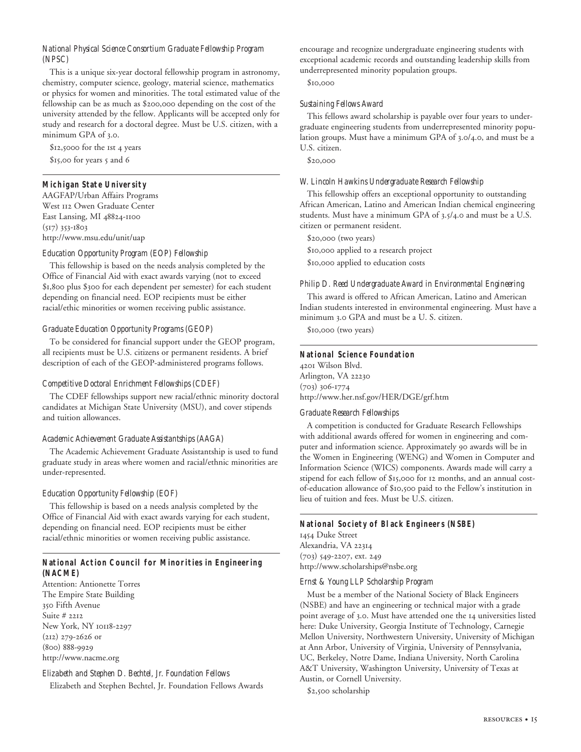*National Physical Science Consortium Graduate Fellowship Program (NPSC)*

This is a unique six-year doctoral fellowship program in astronomy, chemistry, computer science, geology, material science, mathematics or physics for women and minorities. The total estimated value of the fellowship can be as much as $200,000 depending on the cost of the university attended by the fellow. Applicants will be accepted only for study and research for a doctoral degree. Must be U.S. citizen, with a minimum GPA of 3.0.

$12,5000 for the 1st 4 years

$15,00 for years 5 and 6

---

**Michigan State University**

AAGFAP/Urban Affairs Programs
West 112 Owen Graduate Center
East Lansing, MI 48824-1100
(517) 353-1803
http://www.msu.edu/unit/uap

*Education Opportunity Program (EOP) Fellowship*

This fellowship is based on the needs analysis completed by the Office of Financial Aid with exact awards varying (not to exceed $1,800 plus $300 for each dependent per semester) for each student depending on financial need. EOP recipients must be either racial/ethic minorities or women receiving public assistance.

*Graduate Education Opportunity Programs (GEOP)*

To be considered for financial support under the GEOP program, all recipients must be U.S. citizens or permanent residents. A brief description of each of the GEOP-administered programs follows.

*Competitive Doctoral Enrichment Fellowships (CDEF)*

The CDEF fellowships support new racial/ethnic minority doctoral candidates at Michigan State University (MSU), and cover stipends and tuition allowances.

*Academic Achievement Graduate Assistantships (AAGA)*

The Academic Achievement Graduate Assistantship is used to fund graduate study in areas where women and racial/ethnic minorities are under-represented.

*Education Opportunity Fellowship (EOF)*

This fellowship is based on a needs analysis completed by the Office of Financial Aid with exact awards varying for each student, depending on financial need. EOP recipients must be either racial/ethnic minorities or women receiving public assistance.

---

**National Action Council for Minorities in Engineering (NACME)**

Attention: Antionette Torres
The Empire State Building
350 Fifth Avenue
Suite # 2212
New York, NY 10118-2297
(212) 279-2626 or
(800) 888-9929
http://www.nacme.org

*Elizabeth and Stephen D. Bechtel, Jr. Foundation Fellows*

Elizabeth and Stephen Bechtel, Jr. Foundation Fellows Awards encourage and recognize undergraduate engineering students with exceptional academic records and outstanding leadership skills from underrepresented minority population groups.

$10,000

*Sustaining Fellows Award*

This fellows award scholarship is payable over four years to undergraduate engineering students from underrepresented minority population groups. Must have a minimum GPA of 3.0/4.0, and must be a U.S. citizen.

$20,000

*W. Lincoln Hawkins Undergraduate Research Fellowship*

This fellowship offers an exceptional opportunity to outstanding African American, Latino and American Indian chemical engineering students. Must have a minimum GPA of 3.5/4.0 and must be a U.S. citizen or permanent resident.

$20,000 (two years)

$10,000 applied to a research project

$10,000 applied to education costs

*Philip D. Reed Undergraduate Award in Environmental Engineering*

This award is offered to African American, Latino and American Indian students interested in environmental engineering. Must have a minimum 3.0 GPA and must be a U. S. citizen.

$10,000 (two years)

---

**National Science Foundation**

4201 Wilson Blvd.
Arlington, VA 22230
(703) 306-1774
http://www.her.nsf.gov/HER/DGE/grf.htm

*Graduate Research Fellowships*

A competition is conducted for Graduate Research Fellowships with additional awards offered for women in engineering and computer and information science. Approximately 90 awards will be in the Women in Engineering (WENG) and Women in Computer and Information Science (WICS) components. Awards made will carry a stipend for each fellow of $15,000 for 12 months, and an annual cost-of-education allowance of $10,500 paid to the Fellow's institution in lieu of tuition and fees. Must be U.S. citizen.

---

**National Society of Black Engineers (NSBE)**

1454 Duke Street
Alexandria, VA 22314
(703) 549-2207, ext. 249
http://www.scholarships@nsbe.org

*Ernst & Young LLP Scholarship Program*

Must be a member of the National Society of Black Engineers (NSBE) and have an engineering or technical major with a grade point average of 3.0. Must have attended one the 14 universities listed here: Duke University, Georgia Institute of Technology, Carnegie Mellon University, Northwestern University, University of Michigan at Ann Arbor, University of Virginia, University of Pennsylvania, UC, Berkeley, Notre Dame, Indiana University, North Carolina A&T University, Washington University, University of Texas at Austin, or Cornell University.

$2,500 scholarship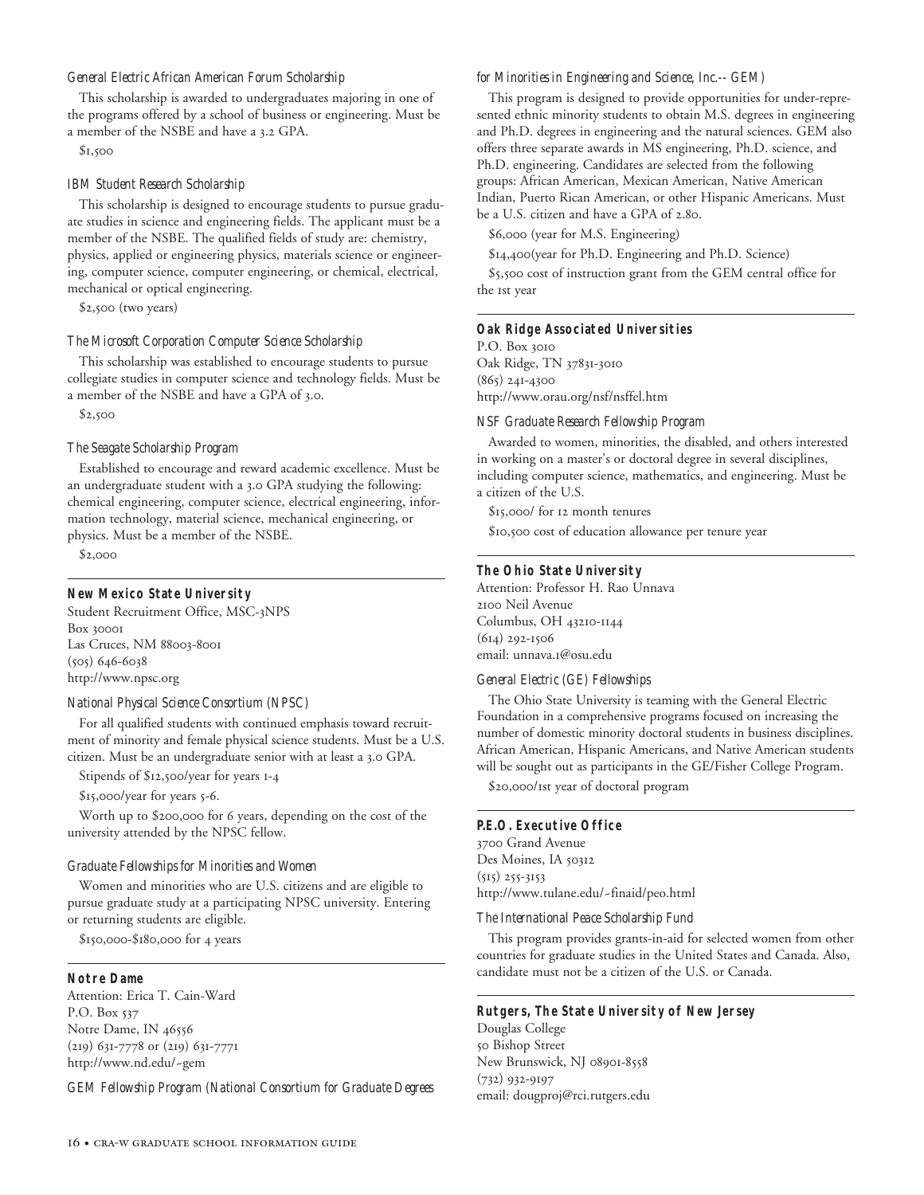*General Electric African American Forum Scholarship*

This scholarship is awarded to undergraduates majoring in one of the programs offered by a school of business or engineering. Must be a member of the NSBE and have a 3.2 GPA.

$1,500

*IBM Student Research Scholarship*

This scholarship is designed to encourage students to pursue graduate studies in science and engineering fields. The applicant must be a member of the NSBE. The qualified fields of study are: chemistry, physics, applied or engineering physics, materials science or engineering, computer science, computer engineering, or chemical, electrical, mechanical or optical engineering.

$2,500 (two years)

*The Microsoft Corporation Computer Science Scholarship*

This scholarship was established to encourage students to pursue collegiate studies in computer science and technology fields. Must be a member of the NSBE and have a GPA of 3.0.

$2,500

*The Seagate Scholarship Program*

Established to encourage and reward academic excellence. Must be an undergraduate student with a 3.0 GPA studying the following: chemical engineering, computer science, electrical engineering, information technology, material science, mechanical engineering, or physics. Must be a member of the NSBE.

$2,000

---

**New Mexico State University**
Student Recruitment Office, MSC-3NPS
Box 30001
Las Cruces, NM 88003-8001
(505) 646-6038
http://www.npsc.org

*National Physical Science Consortium (NPSC)*

For all qualified students with continued emphasis toward recruitment of minority and female physical science students. Must be a U.S. citizen. Must be an undergraduate senior with at least a 3.0 GPA.

Stipends of $12,500/year for years 1-4

$15,000/year for years 5-6.

Worth up to $200,000 for 6 years, depending on the cost of the university attended by the NPSC fellow.

*Graduate Fellowships for Minorities and Women*

Women and minorities who are U.S. citizens and are eligible to pursue graduate study at a participating NPSC university. Entering or returning students are eligible.

$150,000-$180,000 for 4 years

---

**Notre Dame**
Attention: Erica T. Cain-Ward
P.O. Box 537
Notre Dame, IN 46556
(219) 631-7778 or (219) 631-7771
http://www.nd.edu/~gem

*GEM Fellowship Program (National Consortium for Graduate Degrees for Minorities in Engineering and Science, Inc.-- GEM)*

This program is designed to provide opportunities for under-represented ethnic minority students to obtain M.S. degrees in engineering and Ph.D. degrees in engineering and the natural sciences. GEM also offers three separate awards in MS engineering, Ph.D. science, and Ph.D. engineering. Candidates are selected from the following groups: African American, Mexican American, Native American Indian, Puerto Rican American, or other Hispanic Americans. Must be a U.S. citizen and have a GPA of 2.80.

$6,000 (year for M.S. Engineering)

$14,400(year for Ph.D. Engineering and Ph.D. Science)

$5,500 cost of instruction grant from the GEM central office for the 1st year

---

**Oak Ridge Associated Universities**
P.O. Box 3010
Oak Ridge, TN 37831-3010
(865) 241-4300
http://www.orau.org/nsf/nsffel.htm

*NSF Graduate Research Fellowship Program*

Awarded to women, minorities, the disabled, and others interested in working on a master's or doctoral degree in several disciplines, including computer science, mathematics, and engineering. Must be a citizen of the U.S.

$15,000/ for 12 month tenures

$10,500 cost of education allowance per tenure year

---

**The Ohio State University**
Attention: Professor H. Rao Unnava
2100 Neil Avenue
Columbus, OH 43210-1144
(614) 292-1506
email: unnava.1@osu.edu

*General Electric (GE) Fellowships*

The Ohio State University is teaming with the General Electric Foundation in a comprehensive programs focused on increasing the number of domestic minority doctoral students in business disciplines. African American, Hispanic Americans, and Native American students will be sought out as participants in the GE/Fisher College Program.

$20,000/1st year of doctoral program

---

**P.E.O. Executive Office**
3700 Grand Avenue
Des Moines, IA 50312
(515) 255-3153
http://www.tulane.edu/~finaid/peo.html

*The International Peace Scholarship Fund*

This program provides grants-in-aid for selected women from other countries for graduate studies in the United States and Canada. Also, candidate must not be a citizen of the U.S. or Canada.

---

**Rutgers, The State University of New Jersey**
Douglas College
50 Bishop Street
New Brunswick, NJ 08901-8558
(732) 932-9197
email: dougproj@rci.rutgers.edu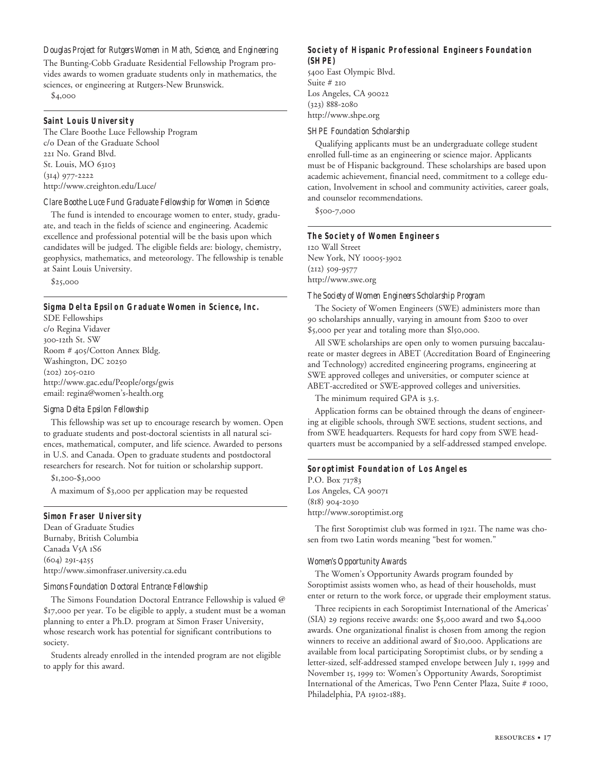*Douglas Project for Rutgers Women in Math, Science, and Engineering*

The Bunting-Cobb Graduate Residential Fellowship Program provides awards to women graduate students only in mathematics, the sciences, or engineering at Rutgers-New Brunswick.

$4,000

---

### Saint Louis University

The Clare Boothe Luce Fellowship Program
c/o Dean of the Graduate School
221 No. Grand Blvd.
St. Louis, MO 63103
(314) 977-2222
http://www.creighton.edu/Luce/

*Clare Boothe Luce Fund Graduate Fellowship for Women in Science*

The fund is intended to encourage women to enter, study, graduate, and teach in the fields of science and engineering. Academic excellence and professional potential will be the basis upon which candidates will be judged. The eligible fields are: biology, chemistry, geophysics, mathematics, and meteorology. The fellowship is tenable at Saint Louis University.

$25,000

---

### Sigma Delta Epsilon Graduate Women in Science, Inc.

SDE Fellowships
c/o Regina Vidaver
300-12th St. SW
Room # 405/Cotton Annex Bldg.
Washington, DC 20250
(202) 205-0210
http://www.gac.edu/People/orgs/gwis
email: regina@women's-health.org

*Sigma Delta Epsilon Fellowship*

This fellowship was set up to encourage research by women. Open to graduate students and post-doctoral scientists in all natural sciences, mathematical, computer, and life science. Awarded to persons in U.S. and Canada. Open to graduate students and postdoctoral researchers for research. Not for tuition or scholarship support.

$1,200-$3,000

A maximum of $3,000 per application may be requested

---

### Simon Fraser University

Dean of Graduate Studies
Burnaby, British Columbia
Canada V5A 1S6
(604) 291-4255
http://www.simonfraser.university.ca.edu

*Simons Foundation Doctoral Entrance Fellowship*

The Simons Foundation Doctoral Entrance Fellowship is valued @ $17,000 per year. To be eligible to apply, a student must be a woman planning to enter a Ph.D. program at Simon Fraser University, whose research work has potential for significant contributions to society.

Students already enrolled in the intended program are not eligible to apply for this award.

---

### Society of Hispanic Professional Engineers Foundation (SHPE)

5400 East Olympic Blvd.
Suite # 210
Los Angeles, CA 90022
(323) 888-2080
http://www.shpe.org

*SHPE Foundation Scholarship*

Qualifying applicants must be an undergraduate college student enrolled full-time as an engineering or science major. Applicants must be of Hispanic background. These scholarships are based upon academic achievement, financial need, commitment to a college education, Involvement in school and community activities, career goals, and counselor recommendations.

$500-7,000

---

### The Society of Women Engineers

120 Wall Street
New York, NY 10005-3902
(212) 509-9577
http://www.swe.org

*The Society of Women Engineers Scholarship Program*

The Society of Women Engineers (SWE) administers more than 90 scholarships annually, varying in amount from $200 to over $5,000 per year and totaling more than $l50,000.

All SWE scholarships are open only to women pursuing baccalaureate or master degrees in ABET (Accreditation Board of Engineering and Technology) accredited engineering programs, engineering at SWE approved colleges and universities, or computer science at ABET-accredited or SWE-approved colleges and universities.

The minimum required GPA is 3.5.

Application forms can be obtained through the deans of engineering at eligible schools, through SWE sections, student sections, and from SWE headquarters. Requests for hard copy from SWE headquarters must be accompanied by a self-addressed stamped envelope.

---

### Soroptimist Foundation of Los Angeles

P.O. Box 71783
Los Angeles, CA 90071
(818) 904-2030
http://www.soroptimist.org

The first Soroptimist club was formed in 1921. The name was chosen from two Latin words meaning "best for women."

*Women's Opportunity Awards*

The Women's Opportunity Awards program founded by Soroptimist assists women who, as head of their households, must enter or return to the work force, or upgrade their employment status.

Three recipients in each Soroptimist International of the Americas' (SIA) 29 regions receive awards: one $5,000 award and two $4,000 awards. One organizational finalist is chosen from among the region winners to receive an additional award of $10,000. Applications are available from local participating Soroptimist clubs, or by sending a letter-sized, self-addressed stamped envelope between July 1, 1999 and November 15, 1999 to: Women's Opportunity Awards, Soroptimist International of the Americas, Two Penn Center Plaza, Suite # 1000, Philadelphia, PA 19102-1883.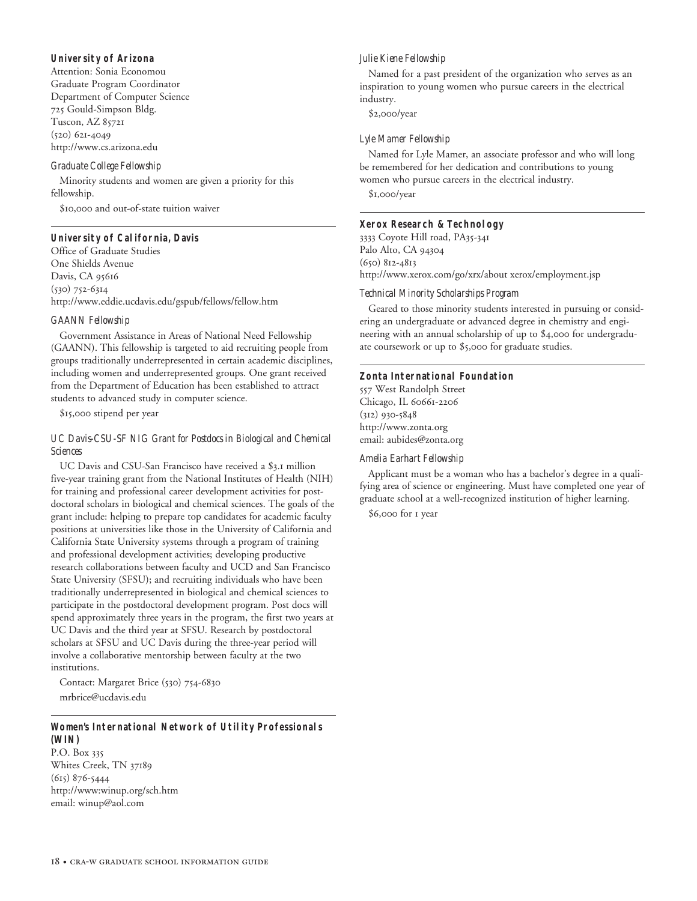### University of Arizona

Attention: Sonia Economou
Graduate Program Coordinator
Department of Computer Science
725 Gould-Simpson Bldg.
Tuscon, AZ 85721
(520) 621-4049
http://www.cs.arizona.edu

*Graduate College Fellowship*

Minority students and women are given a priority for this fellowship.

$10,000 and out-of-state tuition waiver

---

### University of California, Davis

Office of Graduate Studies
One Shields Avenue
Davis, CA 95616
(530) 752-6314
http://www.eddie.ucdavis.edu/gspub/fellows/fellow.htm

*GAANN Fellowship*

Government Assistance in Areas of National Need Fellowship (GAANN). This fellowship is targeted to aid recruiting people from groups traditionally underrepresented in certain academic disciplines, including women and underrepresented groups. One grant received from the Department of Education has been established to attract students to advanced study in computer science.

$15,000 stipend per year

*UC Davis-CSU-SF NIG Grant for Postdocs in Biological and Chemical Sciences*

UC Davis and CSU-San Francisco have received a $3.1 million five-year training grant from the National Institutes of Health (NIH) for training and professional career development activities for post-doctoral scholars in biological and chemical sciences. The goals of the grant include: helping to prepare top candidates for academic faculty positions at universities like those in the University of California and California State University systems through a program of training and professional development activities; developing productive research collaborations between faculty and UCD and San Francisco State University (SFSU); and recruiting individuals who have been traditionally underrepresented in biological and chemical sciences to participate in the postdoctoral development program. Post docs will spend approximately three years in the program, the first two years at UC Davis and the third year at SFSU. Research by postdoctoral scholars at SFSU and UC Davis during the three-year period will involve a collaborative mentorship between faculty at the two institutions.

Contact: Margaret Brice (530) 754-6830
mrbrice@ucdavis.edu

---

### Women's International Network of Utility Professionals (WIN)

P.O. Box 335
Whites Creek, TN 37189
(615) 876-5444
http://www:winup.org/sch.htm
email: winup@aol.com

*Julie Kiene Fellowship*

Named for a past president of the organization who serves as an inspiration to young women who pursue careers in the electrical industry.

$2,000/year

*Lyle Mamer Fellowship*

Named for Lyle Mamer, an associate professor and who will long be remembered for her dedication and contributions to young women who pursue careers in the electrical industry.

$1,000/year

---

### Xerox Research & Technology

3333 Coyote Hill road, PA35-341
Palo Alto, CA 94304
(650) 812-4813
http://www.xerox.com/go/xrx/about xerox/employment.jsp

*Technical Minority Scholarships Program*

Geared to those minority students interested in pursuing or considering an undergraduate or advanced degree in chemistry and engineering with an annual scholarship of up to $4,000 for undergraduate coursework or up to $5,000 for graduate studies.

---

### Zonta International Foundation

557 West Randolph Street
Chicago, IL 60661-2206
(312) 930-5848
http://www.zonta.org
email: aubides@zonta.org

*Amelia Earhart Fellowship*

Applicant must be a woman who has a bachelor's degree in a qualifying area of science or engineering. Must have completed one year of graduate school at a well-recognized institution of higher learning.

$6,000 for 1 year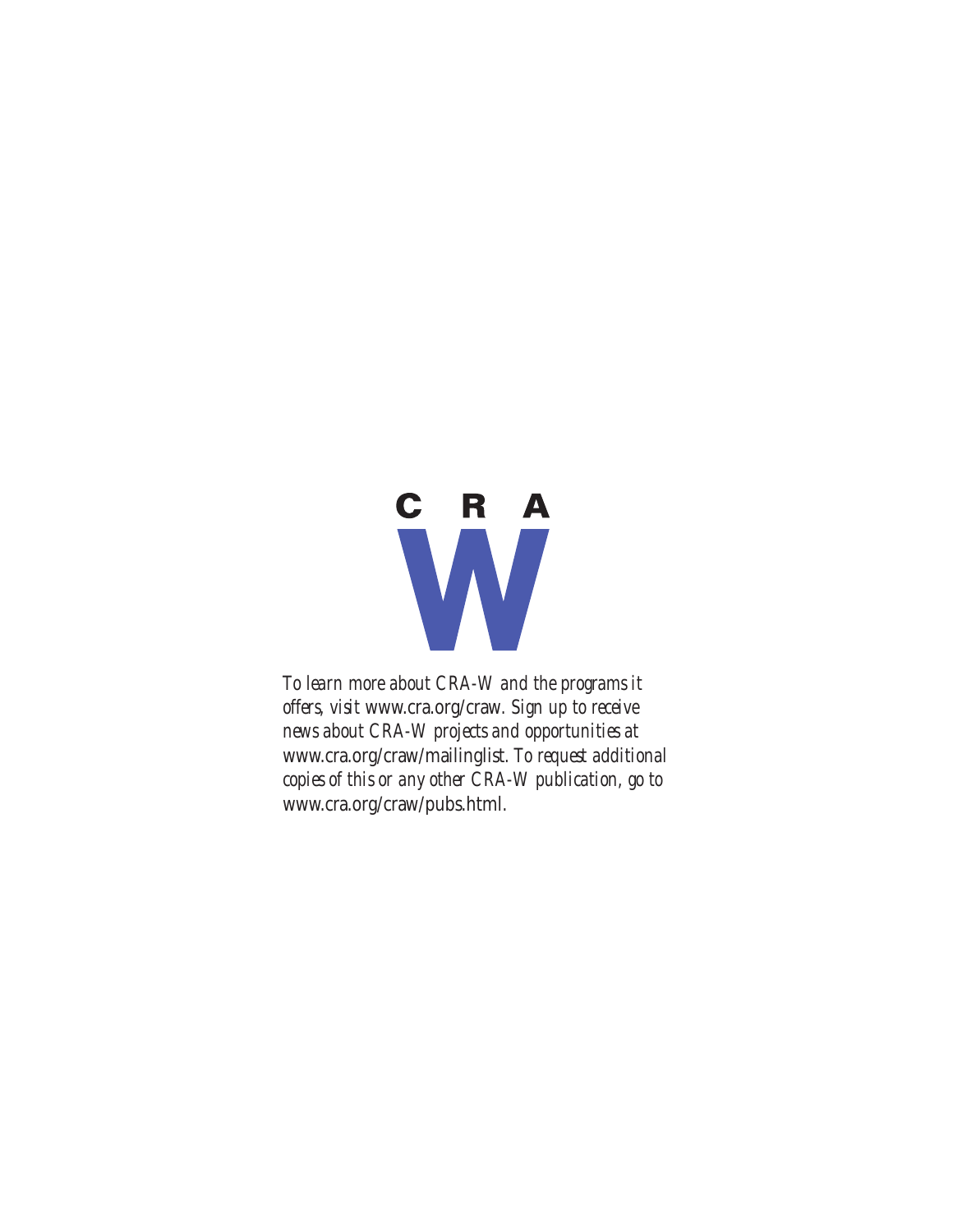C R A
W

*To learn more about CRA-W and the programs it offers, visit www.cra.org/craw. Sign up to receive news about CRA-W projects and opportunities at www.cra.org/craw/mailinglist. To request additional copies of this or any other CRA-W publication, go to www.cra.org/craw/pubs.html.*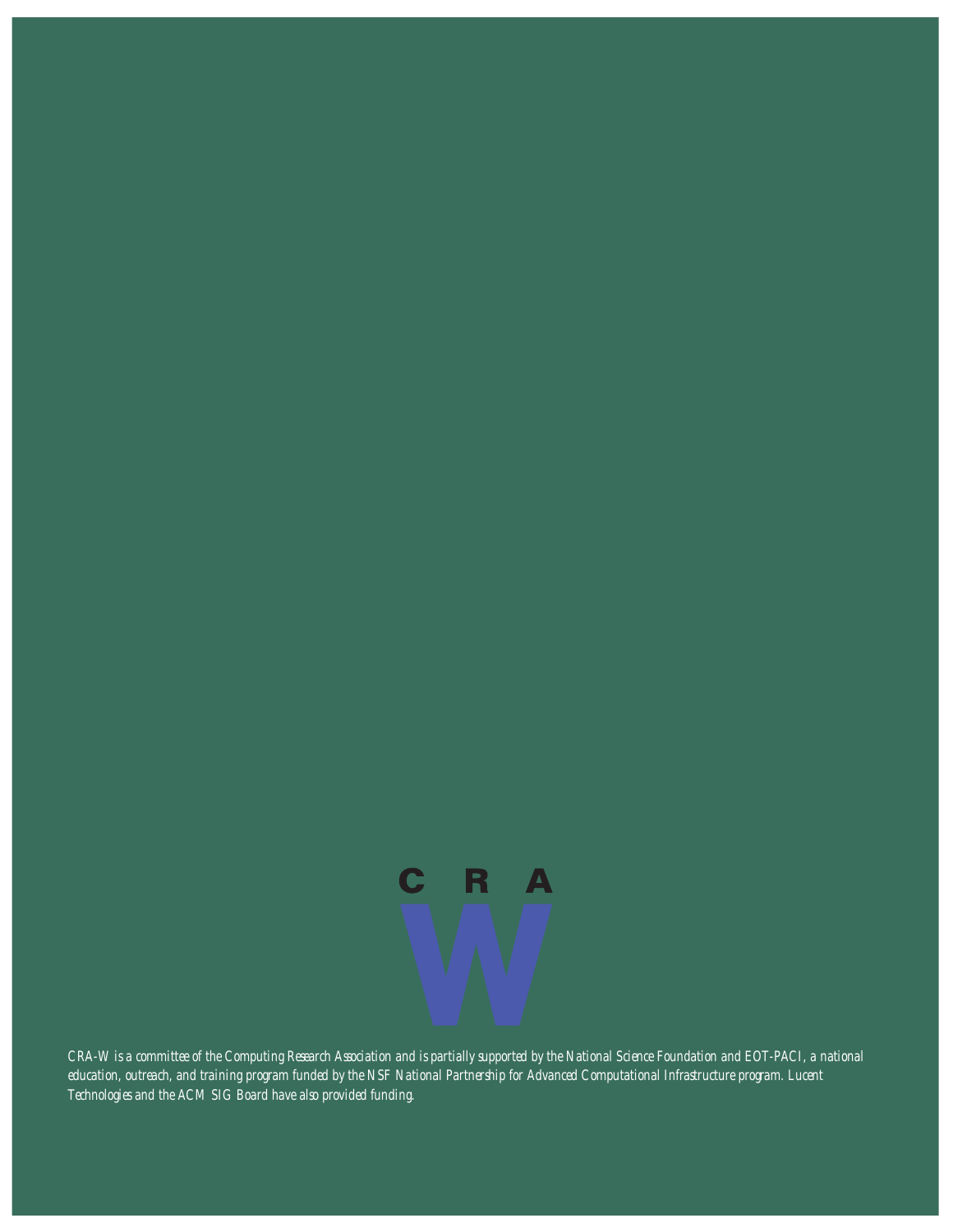C R A

W

*CRA-W is a committee of the Computing Research Association and is partially supported by the National Science Foundation and EOT-PACI, a national education, outreach, and training program funded by the NSF National Partnership for Advanced Computational Infrastructure program. Lucent Technologies and the ACM SIG Board have also provided funding.*